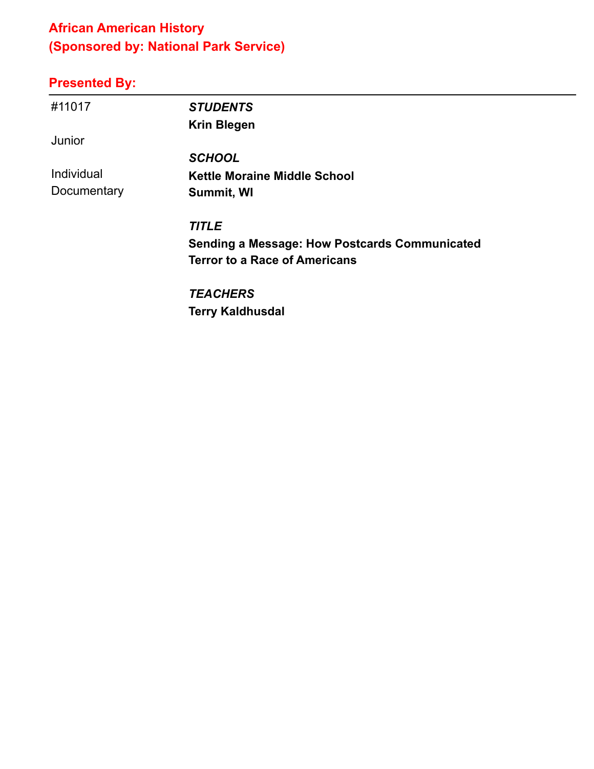## African American History
## (Sponsored by: National Park Service)

### Presented By:

---

#11017

Junior

Individual Documentary

***STUDENTS***
**Krin Blegen**

***SCHOOL***
**Kettle Moraine Middle School**
**Summit, WI**

***TITLE***
**Sending a Message: How Postcards Communicated Terror to a Race of Americans**

***TEACHERS***
**Terry Kaldhusdal**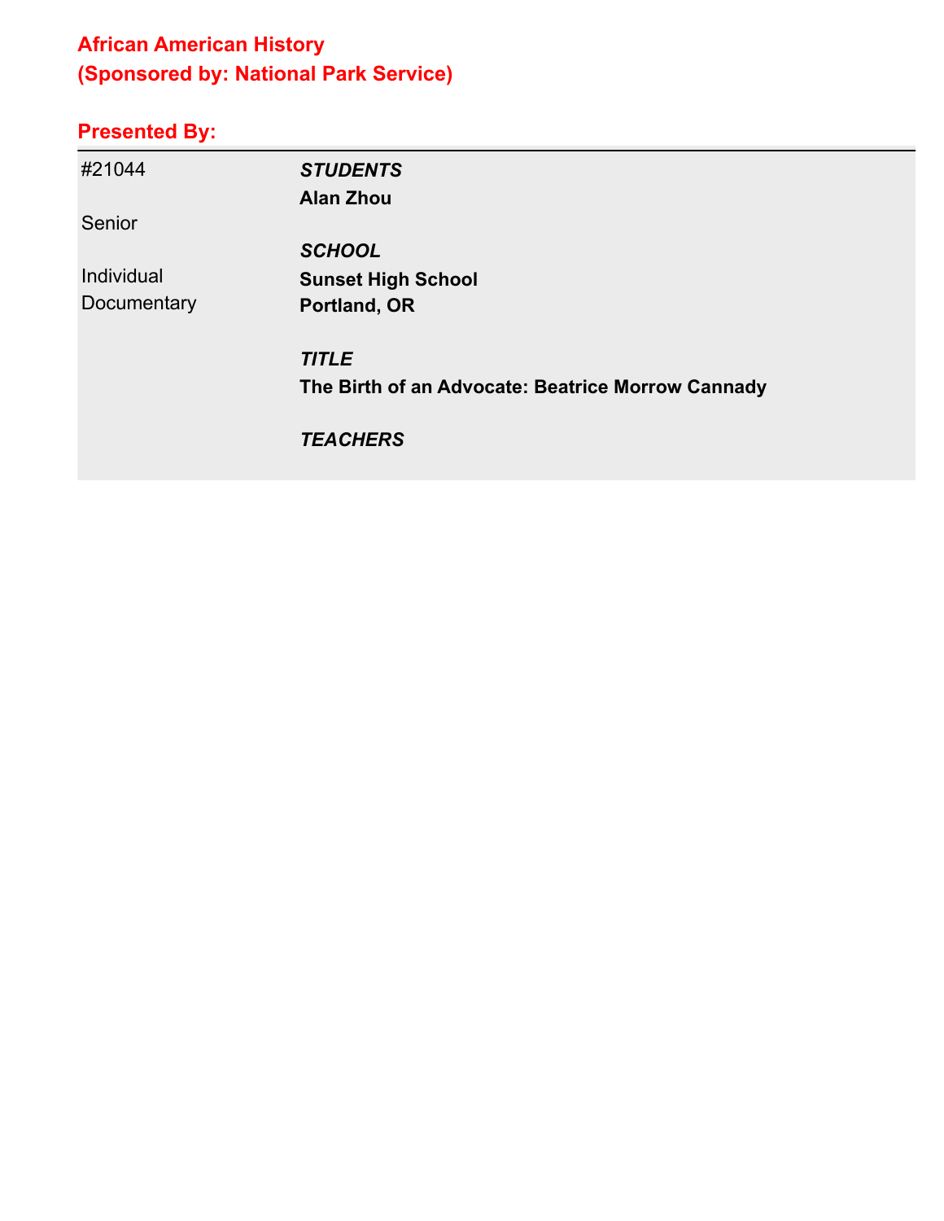## African American History
## (Sponsored by: National Park Service)

### Presented By:

| | |
|---|---|
| #21044 | ***STUDENTS*** |
| | **Alan Zhou** |
| Senior | |
| | ***SCHOOL*** |
| Individual | **Sunset High School** |
| Documentary | **Portland, OR** |
| | |
| | ***TITLE*** |
| | **The Birth of an Advocate: Beatrice Morrow Cannady** |
| | |
| | ***TEACHERS*** |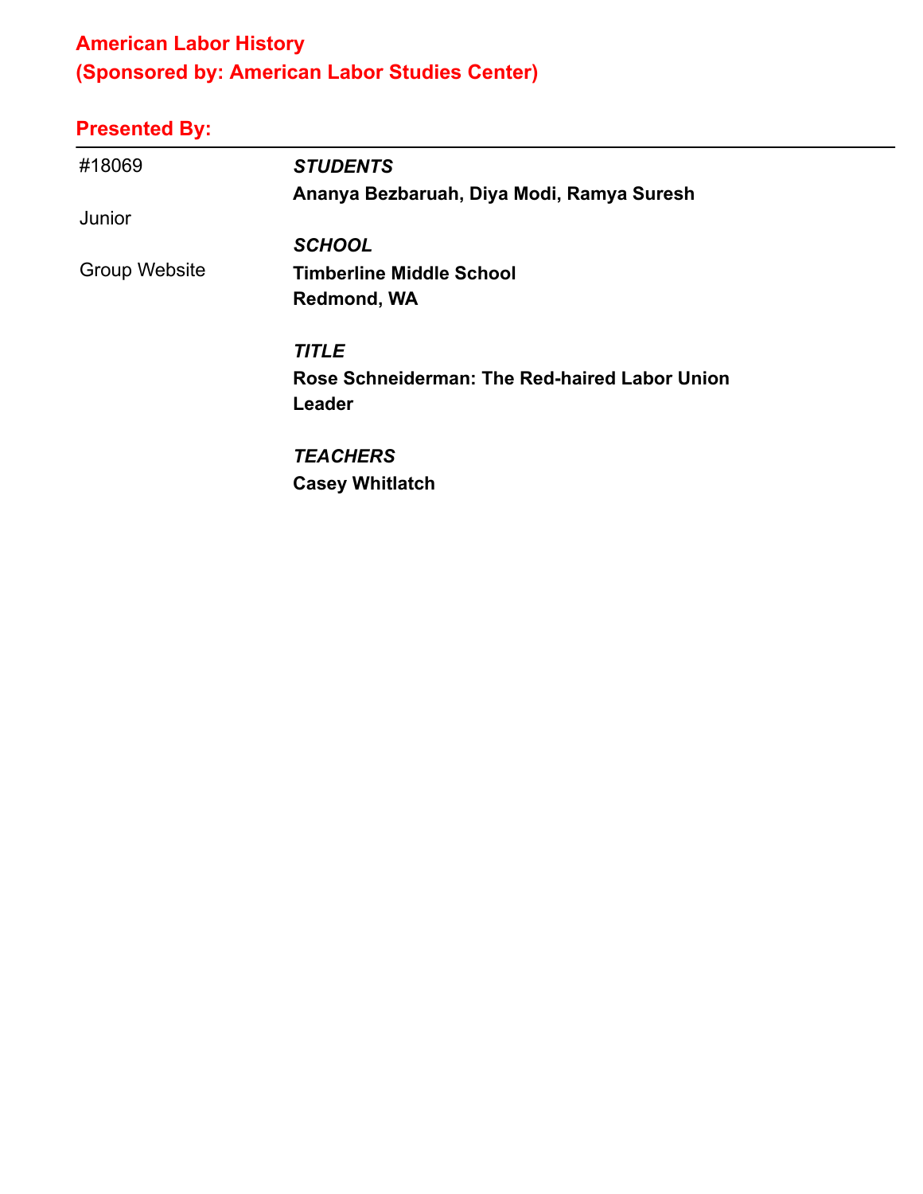## American Labor History
## (Sponsored by: American Labor Studies Center)

### Presented By:

---

#18069

Junior

Group Website

***STUDENTS***
**Ananya Bezbaruah, Diya Modi, Ramya Suresh**

***SCHOOL***
**Timberline Middle School**
**Redmond, WA**

***TITLE***
**Rose Schneiderman: The Red-haired Labor Union Leader**

***TEACHERS***
**Casey Whitlatch**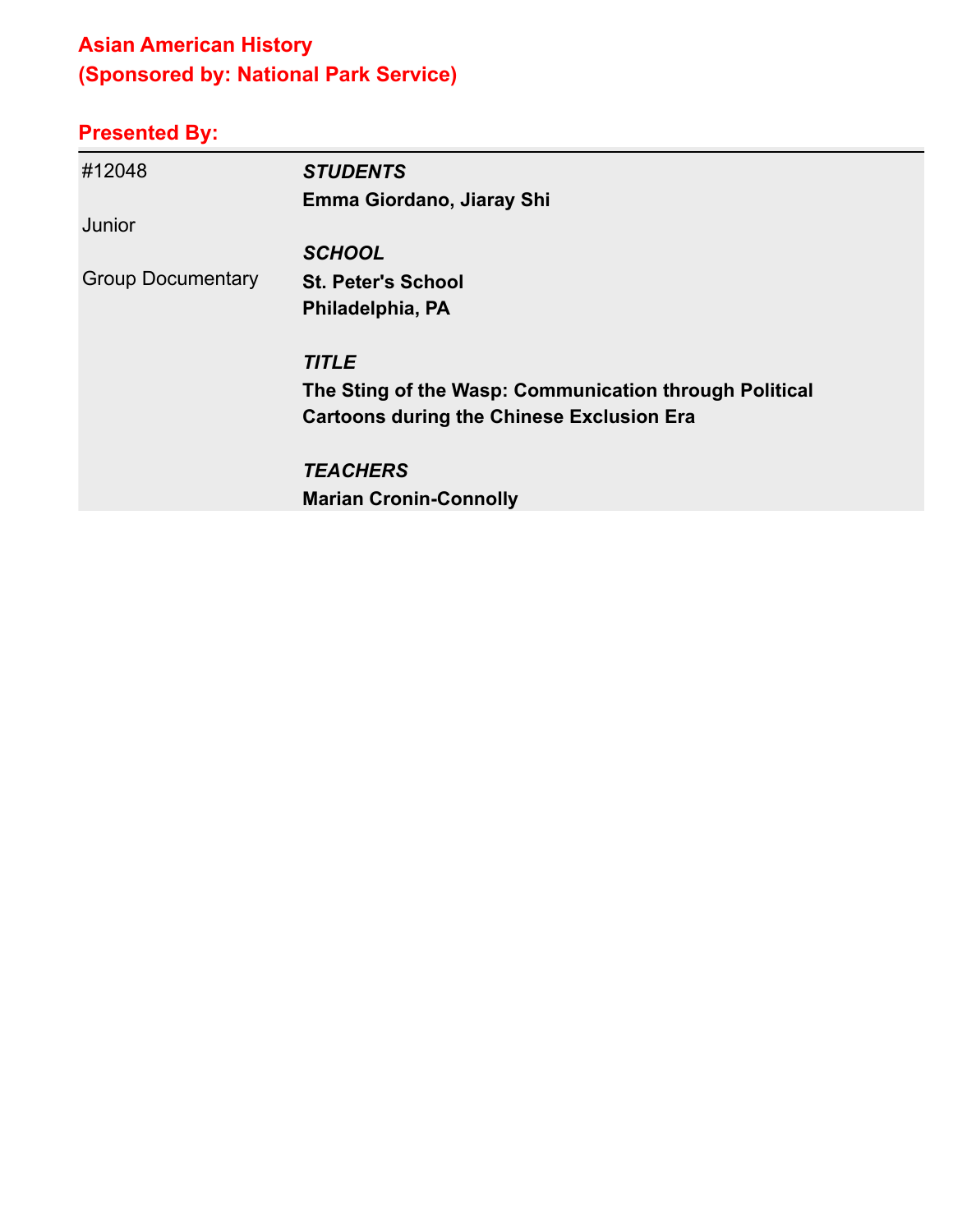## Asian American History
## (Sponsored by: National Park Service)

## Presented By:

| | |
|---|---|
| #12048 | ***STUDENTS***<br>**Emma Giordano, Jiaray Shi** |
| Junior | ***SCHOOL***<br>**St. Peter's School**<br>**Philadelphia, PA** |
| Group Documentary | ***TITLE***<br>**The Sting of the Wasp: Communication through Political Cartoons during the Chinese Exclusion Era** |
| | ***TEACHERS***<br>**Marian Cronin-Connolly** |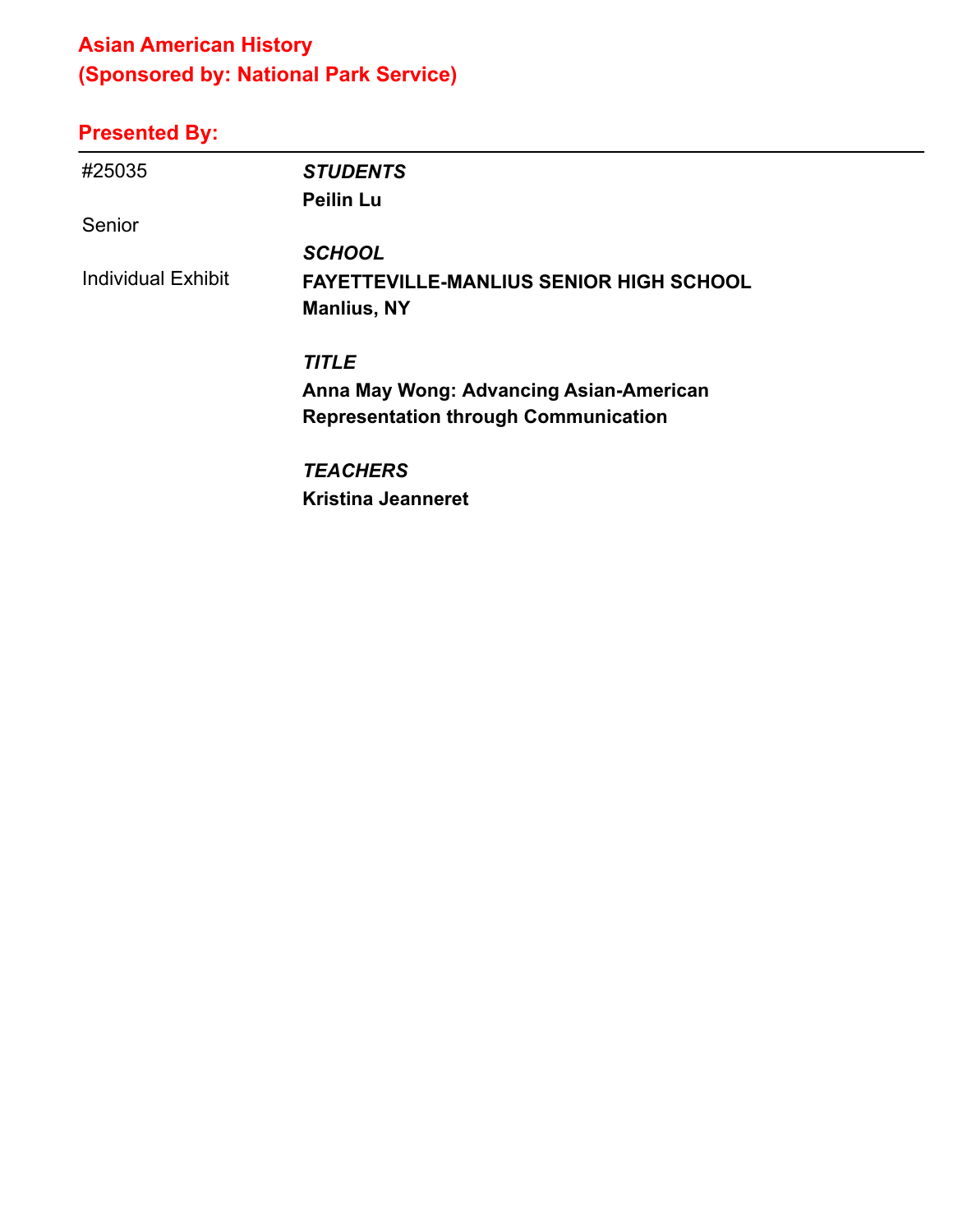## Asian American History
## (Sponsored by: National Park Service)

### Presented By:

---

#25035

Senior

Individual Exhibit

***STUDENTS***
**Peilin Lu**

***SCHOOL***
**FAYETTEVILLE-MANLIUS SENIOR HIGH SCHOOL**
**Manlius, NY**

***TITLE***
**Anna May Wong: Advancing Asian-American Representation through Communication**

***TEACHERS***
**Kristina Jeanneret**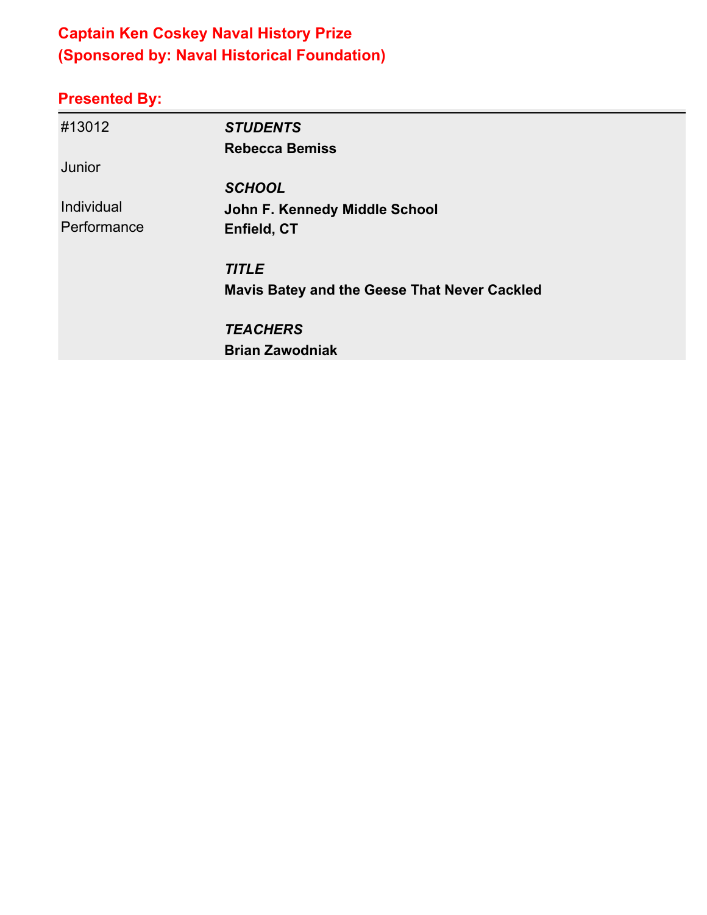## Captain Ken Coskey Naval History Prize
## (Sponsored by: Naval Historical Foundation)

### Presented By:

| | |
|---|---|
| #13012<br><br>Junior<br><br>Individual Performance | ***STUDENTS***<br>**Rebecca Bemiss**<br><br>***SCHOOL***<br>**John F. Kennedy Middle School**<br>**Enfield, CT**<br><br>***TITLE***<br>**Mavis Batey and the Geese That Never Cackled**<br><br>***TEACHERS***<br>**Brian Zawodniak** |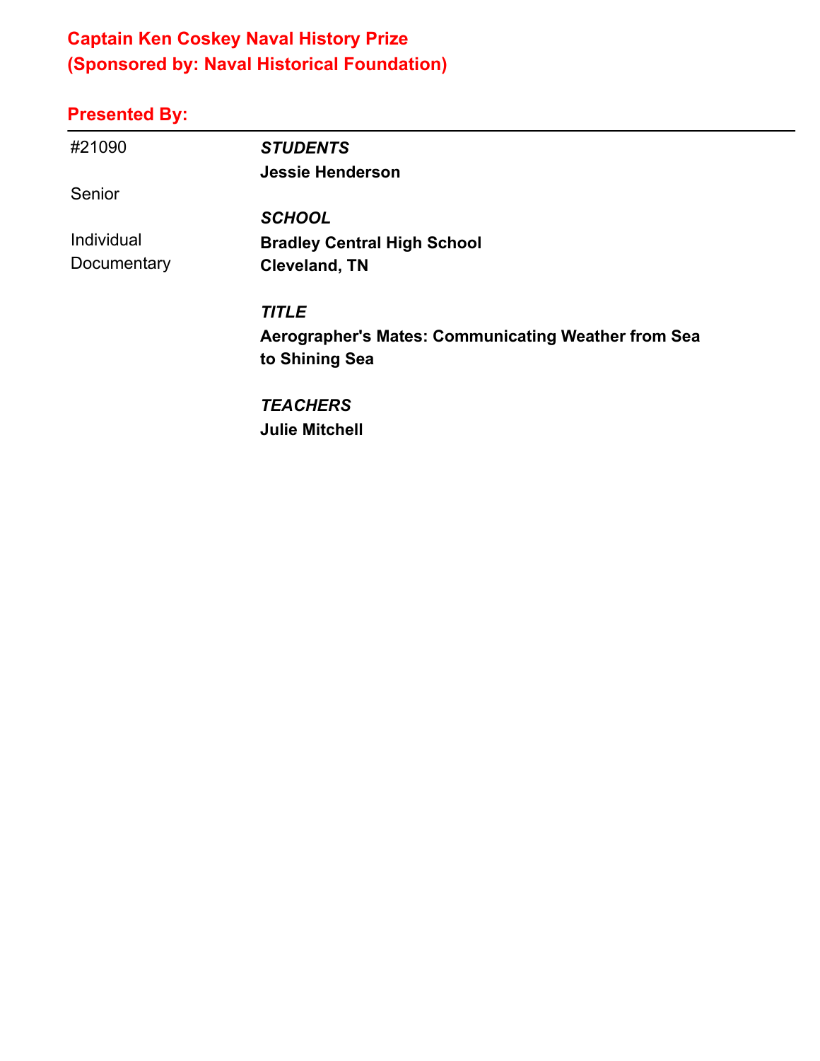## Captain Ken Coskey Naval History Prize
## (Sponsored by: Naval Historical Foundation)

**Presented By:**

---

#21090

Senior

Individual Documentary

***STUDENTS***
**Jessie Henderson**

***SCHOOL***
**Bradley Central High School**
**Cleveland, TN**

***TITLE***
**Aerographer's Mates: Communicating Weather from Sea to Shining Sea**

***TEACHERS***
**Julie Mitchell**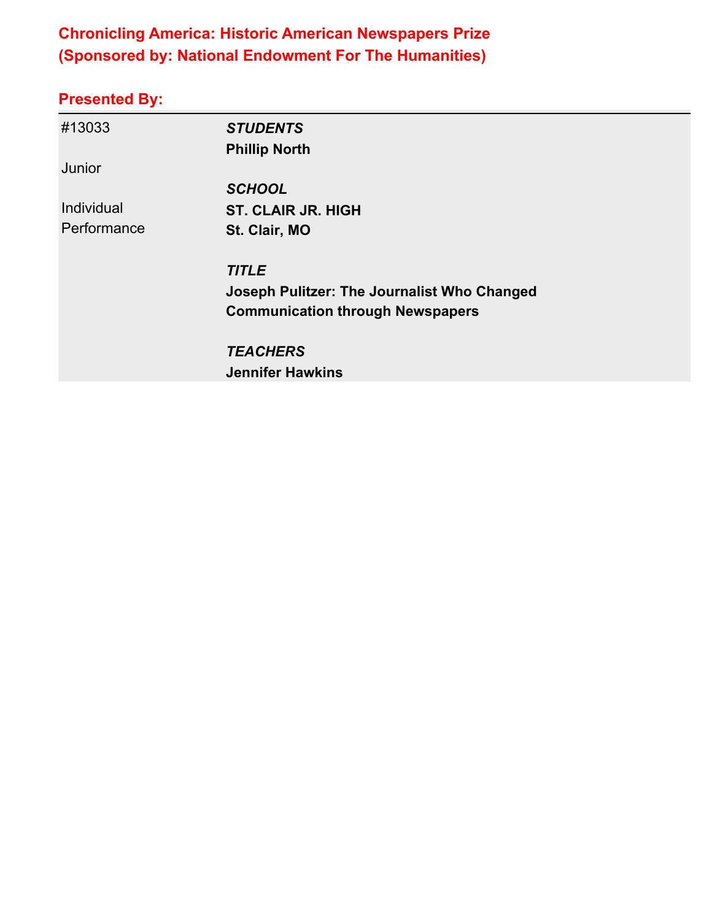## Chronicling America: Historic American Newspapers Prize
## (Sponsored by: National Endowment For The Humanities)

### Presented By:

| | |
|---|---|
| #13033 | ***STUDENTS*** |
| | **Phillip North** |
| Junior | |
| | ***SCHOOL*** |
| Individual Performance | **ST. CLAIR JR. HIGH** |
| | **St. Clair, MO** |
| | ***TITLE*** |
| | **Joseph Pulitzer: The Journalist Who Changed Communication through Newspapers** |
| | ***TEACHERS*** |
| | **Jennifer Hawkins** |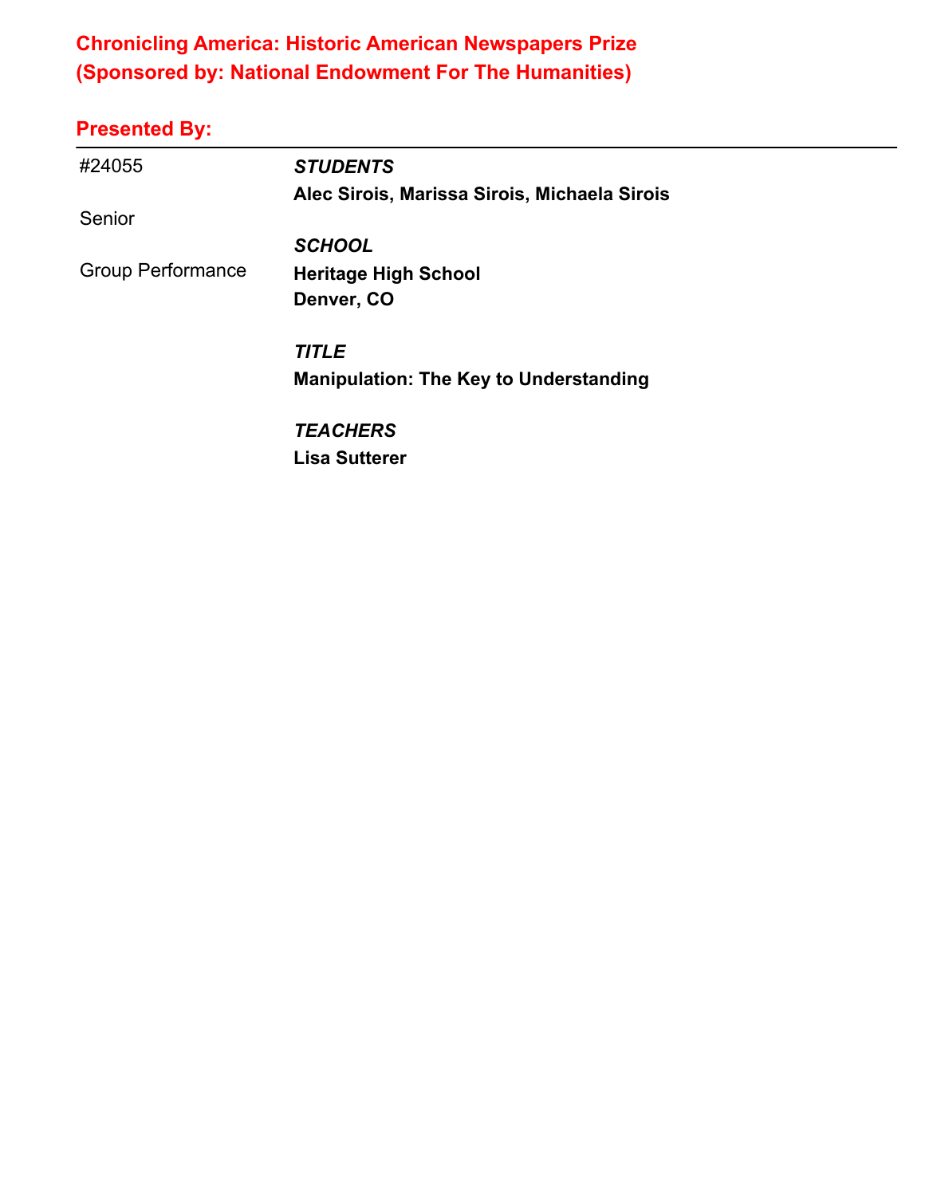## Chronicling America: Historic American Newspapers Prize
## (Sponsored by: National Endowment For The Humanities)

### Presented By:

| | |
|---|---|
| #24055 | ***STUDENTS*** |
| | **Alec Sirois, Marissa Sirois, Michaela Sirois** |
| Senior | |
| | ***SCHOOL*** |
| Group Performance | **Heritage High School** |
| | **Denver, CO** |
| | ***TITLE*** |
| | **Manipulation: The Key to Understanding** |
| | ***TEACHERS*** |
| | **Lisa Sutterer** |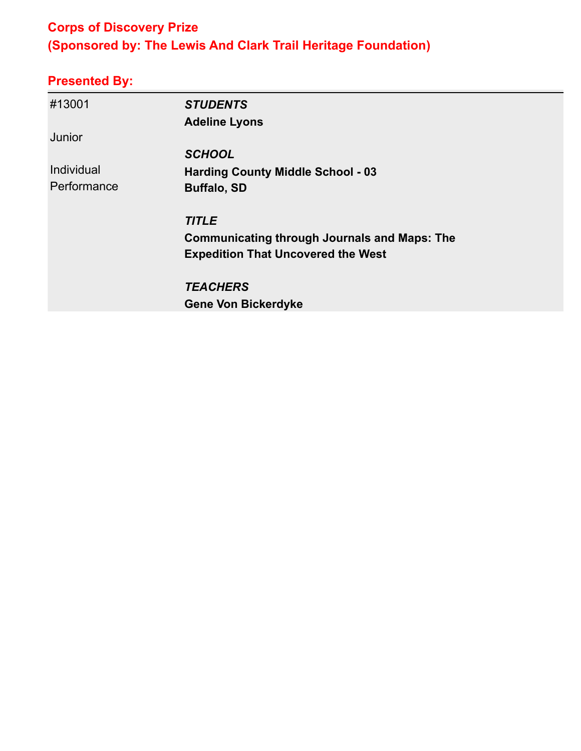## Corps of Discovery Prize
## (Sponsored by: The Lewis And Clark Trail Heritage Foundation)

### Presented By:

| | |
|---|---|
| #13001<br><br>Junior<br><br>Individual Performance | ***STUDENTS***<br>**Adeline Lyons**<br><br>***SCHOOL***<br>**Harding County Middle School - 03**<br>**Buffalo, SD**<br><br>***TITLE***<br>**Communicating through Journals and Maps: The Expedition That Uncovered the West**<br><br>***TEACHERS***<br>**Gene Von Bickerdyke** |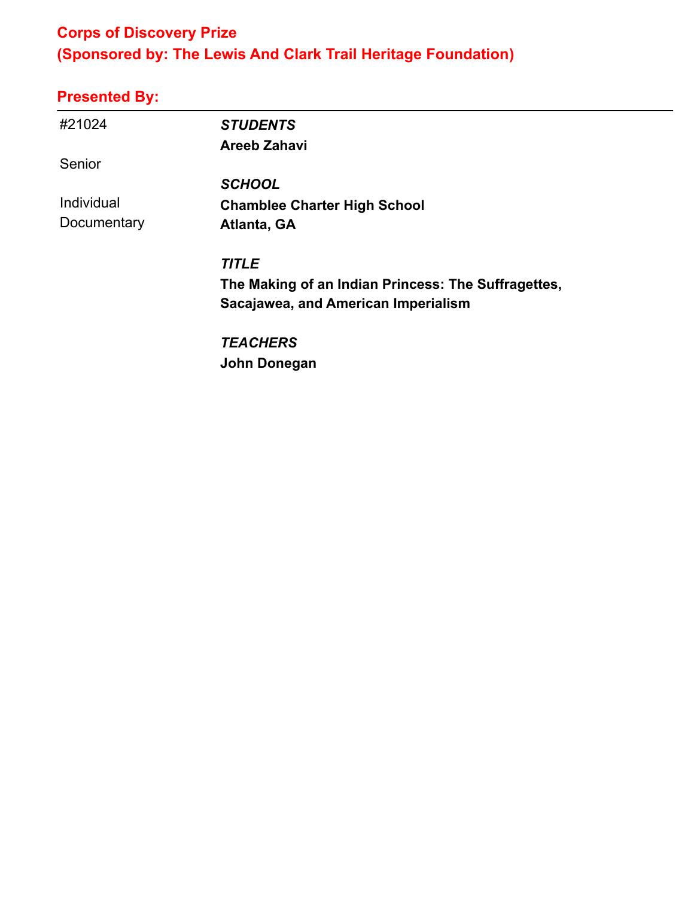## Corps of Discovery Prize
## (Sponsored by: The Lewis And Clark Trail Heritage Foundation)

### Presented By:

---

#21024

Senior

Individual Documentary

*STUDENTS*
**Areeb Zahavi**

*SCHOOL*
**Chamblee Charter High School**
**Atlanta, GA**

*TITLE*
**The Making of an Indian Princess: The Suffragettes, Sacajawea, and American Imperialism**

*TEACHERS*
**John Donegan**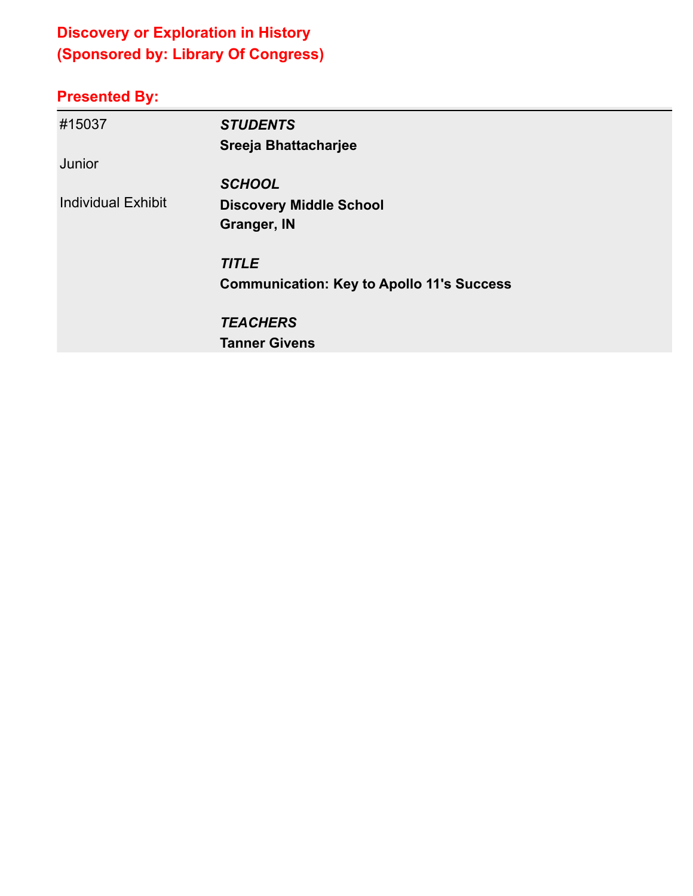## Discovery or Exploration in History
## (Sponsored by: Library Of Congress)

### Presented By:

| | |
|---|---|
| #15037 | ***STUDENTS*** |
| | **Sreeja Bhattacharjee** |
| Junior | |
| | ***SCHOOL*** |
| Individual Exhibit | **Discovery Middle School** |
| | **Granger, IN** |
| | ***TITLE*** |
| | **Communication: Key to Apollo 11's Success** |
| | ***TEACHERS*** |
| | **Tanner Givens** |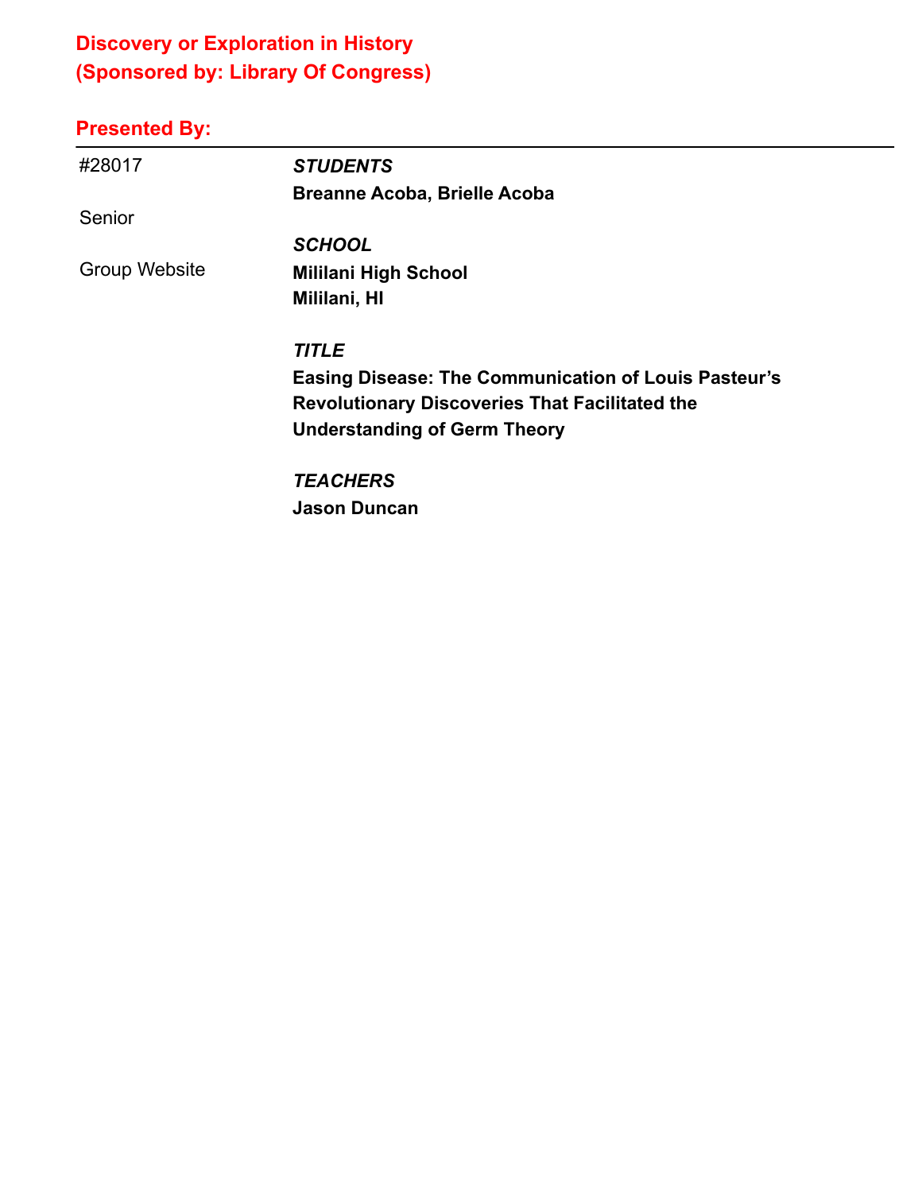## Discovery or Exploration in History
## (Sponsored by: Library Of Congress)

### Presented By:

---

#28017

Senior

Group Website

***STUDENTS***

**Breanne Acoba, Brielle Acoba**

***SCHOOL***

**Mililani High School**
**Mililani, HI**

***TITLE***

**Easing Disease: The Communication of Louis Pasteur's Revolutionary Discoveries That Facilitated the Understanding of Germ Theory**

***TEACHERS***

**Jason Duncan**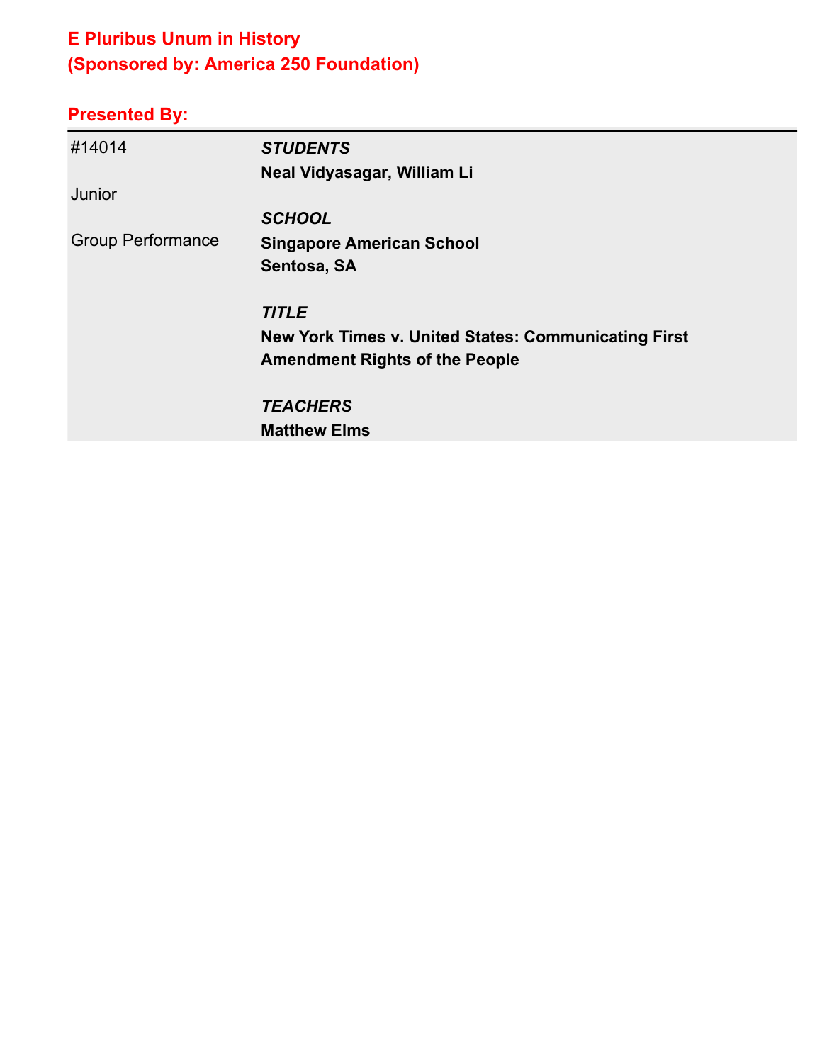## E Pluribus Unum in History
## (Sponsored by: America 250 Foundation)

### Presented By:

| | |
|---|---|
| #14014 | ***STUDENTS*** |
| | **Neal Vidyasagar, William Li** |
| Junior | |
| | ***SCHOOL*** |
| Group Performance | **Singapore American School** |
| | **Sentosa, SA** |
| | |
| | ***TITLE*** |
| | **New York Times v. United States: Communicating First Amendment Rights of the People** |
| | |
| | ***TEACHERS*** |
| | **Matthew Elms** |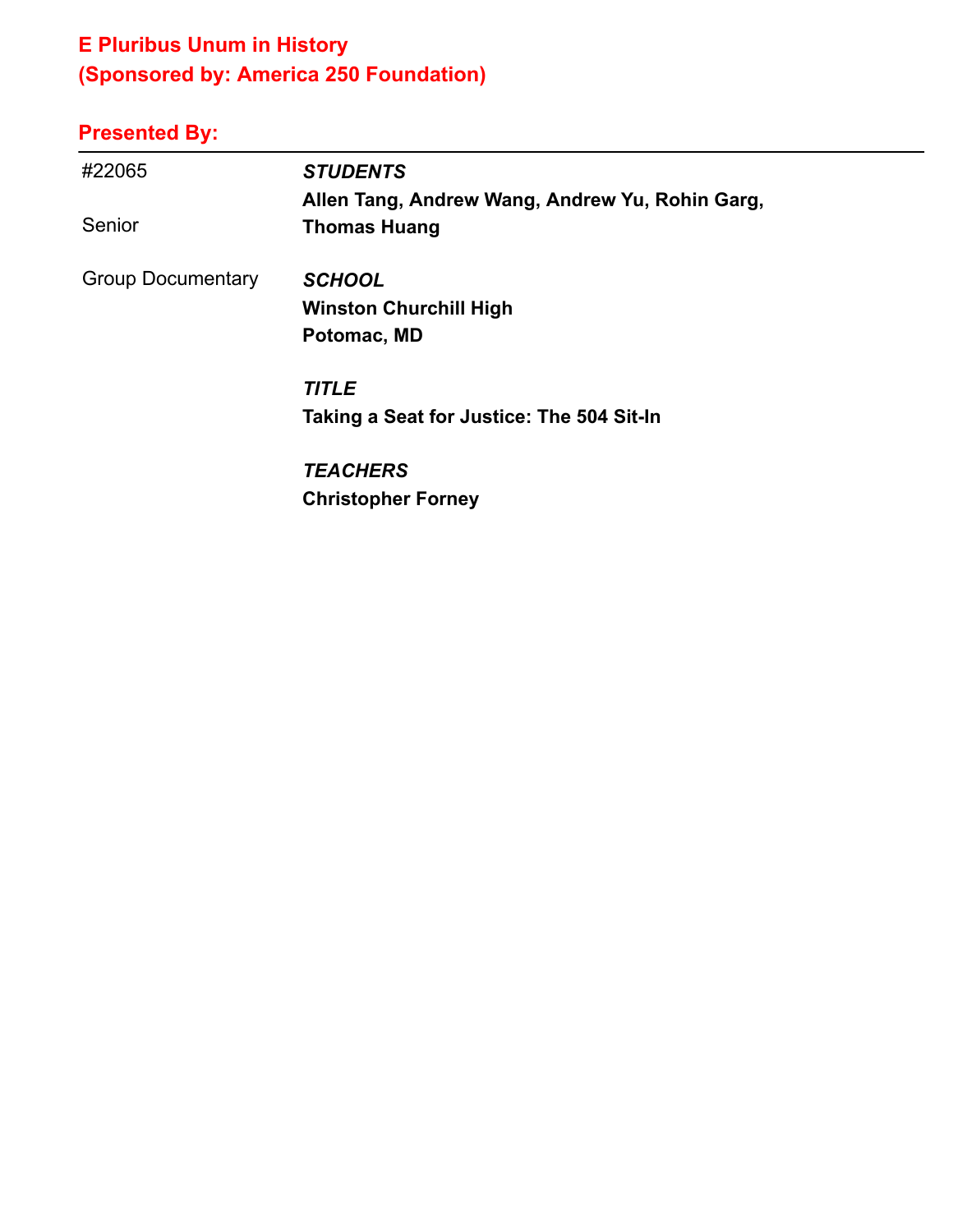## E Pluribus Unum in History
## (Sponsored by: America 250 Foundation)

### Presented By:

---

| | |
|---|---|
| #22065 | ***STUDENTS*** |
| | **Allen Tang, Andrew Wang, Andrew Yu, Rohin Garg, Thomas Huang** |
| Senior | |
| Group Documentary | ***SCHOOL*** |
| | **Winston Churchill High** |
| | **Potomac, MD** |
| | ***TITLE*** |
| | **Taking a Seat for Justice: The 504 Sit-In** |
| | ***TEACHERS*** |
| | **Christopher Forney** |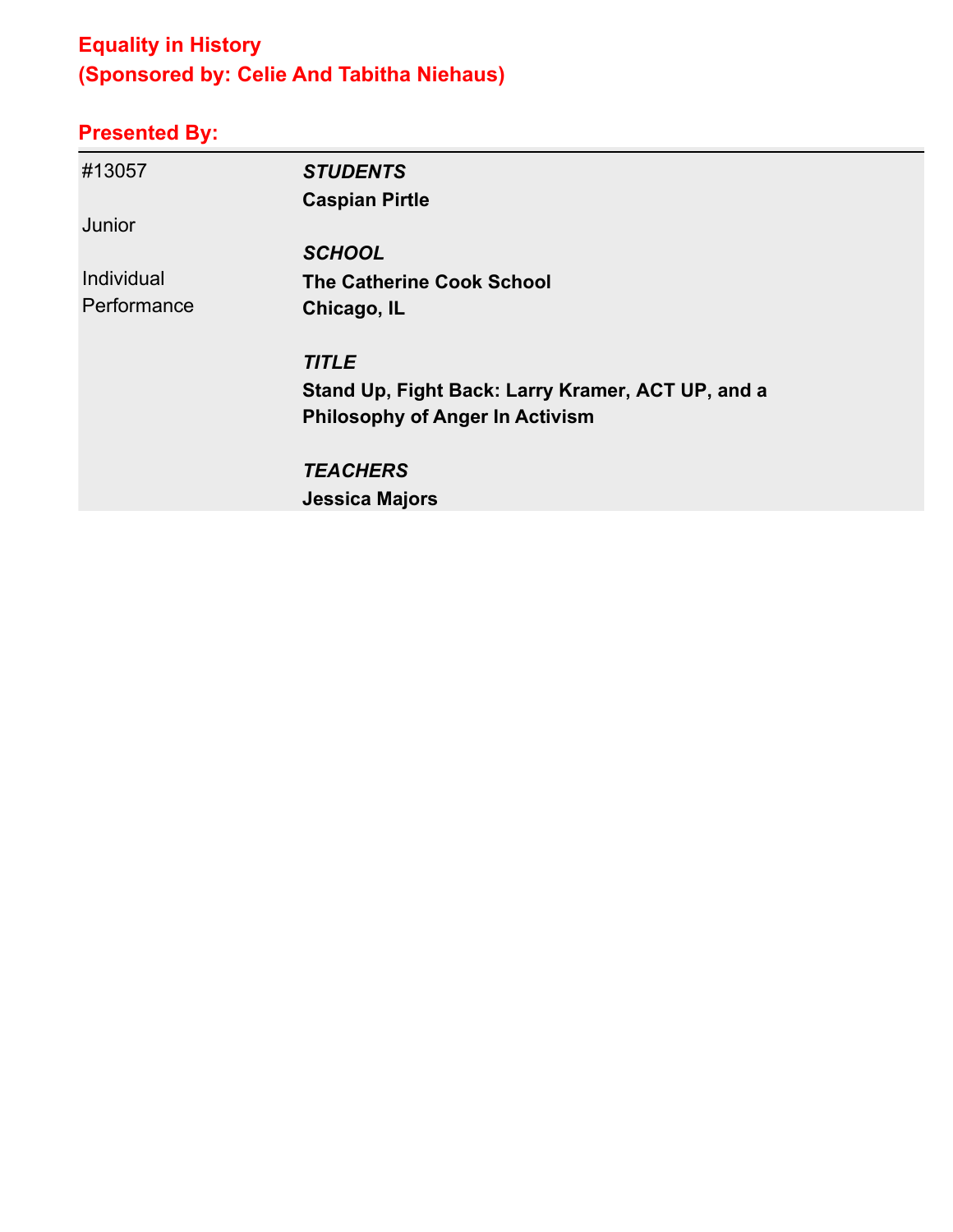## Equality in History
## (Sponsored by: Celie And Tabitha Niehaus)

### Presented By:

| | |
|---|---|
| #13057 | ***STUDENTS*** |
| | **Caspian Pirtle** |
| Junior | |
| | ***SCHOOL*** |
| Individual Performance | **The Catherine Cook School** |
| | **Chicago, IL** |
| | ***TITLE*** |
| | **Stand Up, Fight Back: Larry Kramer, ACT UP, and a Philosophy of Anger In Activism** |
| | ***TEACHERS*** |
| | **Jessica Majors** |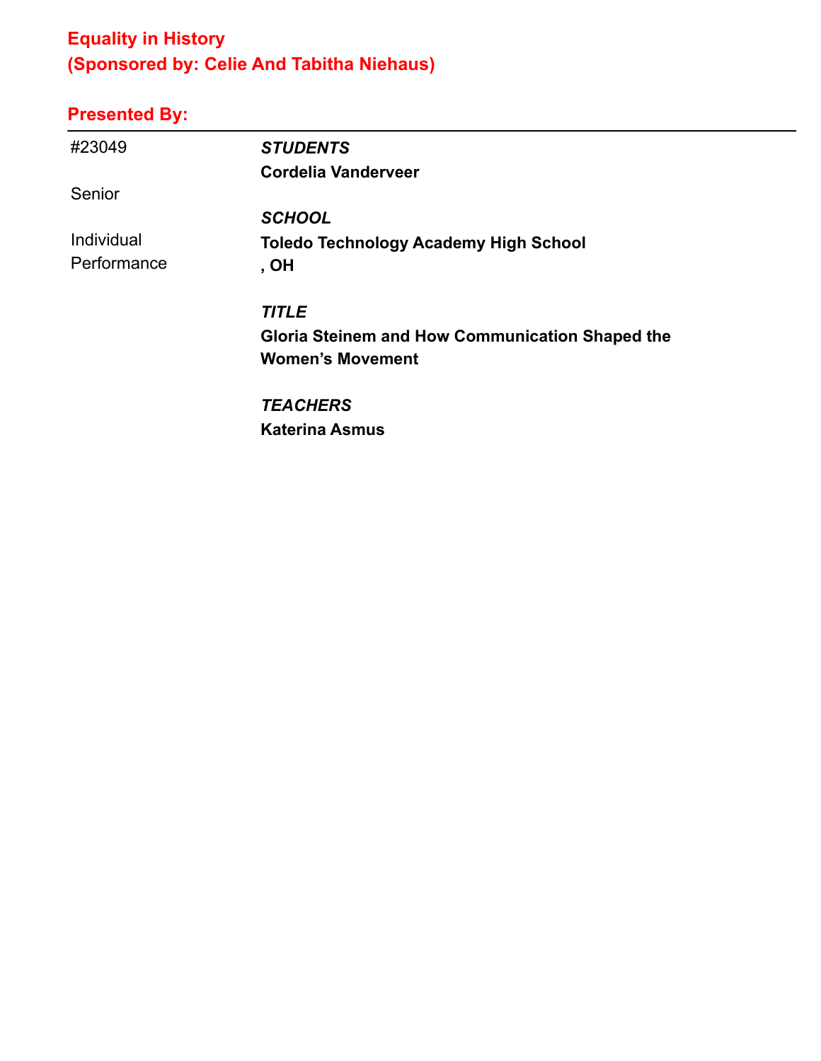## Equality in History
## (Sponsored by: Celie And Tabitha Niehaus)

### Presented By:

---

#23049

Senior

Individual Performance

***STUDENTS***
**Cordelia Vanderveer**

***SCHOOL***
**Toledo Technology Academy High School**
**, OH**

***TITLE***
**Gloria Steinem and How Communication Shaped the Women's Movement**

***TEACHERS***
**Katerina Asmus**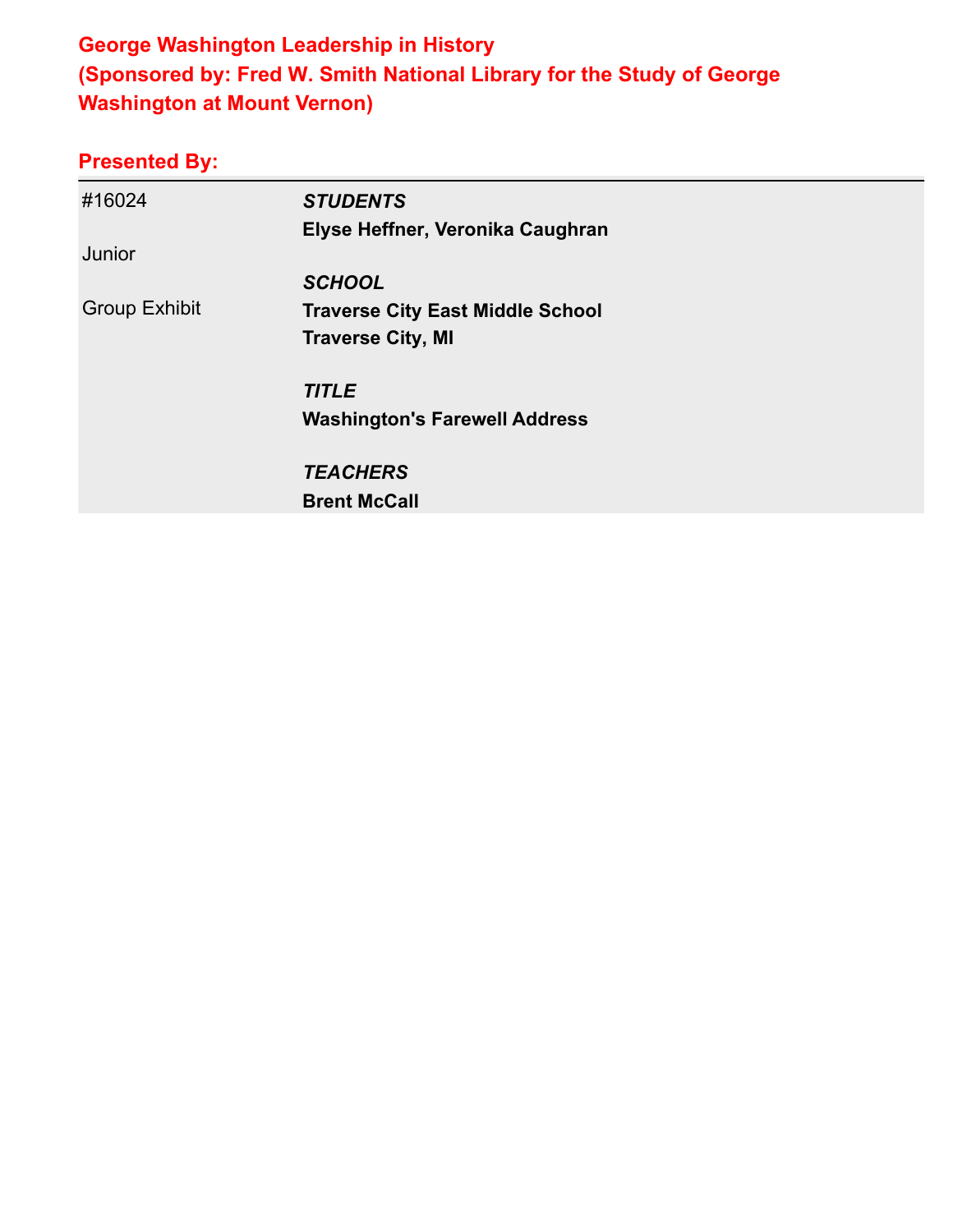## George Washington Leadership in History
## (Sponsored by: Fred W. Smith National Library for the Study of George Washington at Mount Vernon)

### Presented By:

| | |
|---|---|
| #16024<br><br>Junior<br><br>Group Exhibit | ***STUDENTS***<br>**Elyse Heffner, Veronika Caughran**<br><br>***SCHOOL***<br>**Traverse City East Middle School**<br>**Traverse City, MI**<br><br>***TITLE***<br>**Washington's Farewell Address**<br><br>***TEACHERS***<br>**Brent McCall** |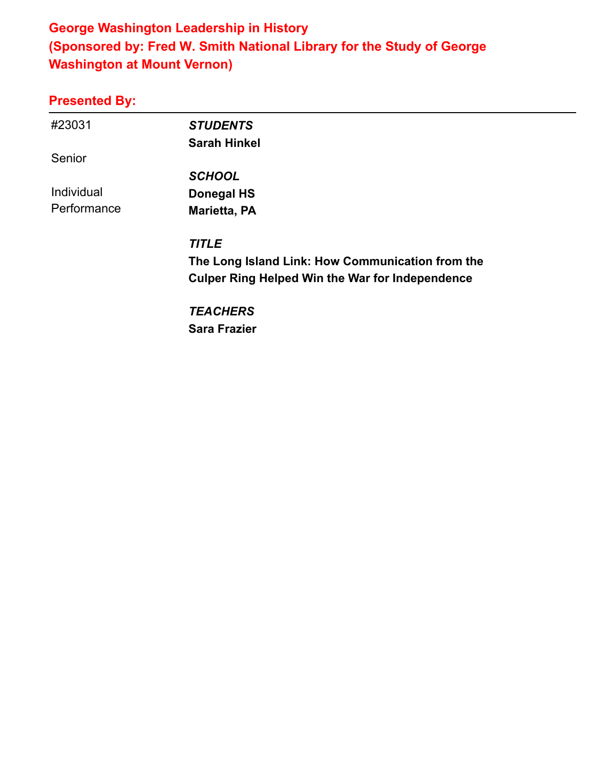## George Washington Leadership in History
## (Sponsored by: Fred W. Smith National Library for the Study of George Washington at Mount Vernon)

### Presented By:

---

#23031

Senior

Individual Performance

***STUDENTS***
**Sarah Hinkel**

***SCHOOL***
**Donegal HS**
**Marietta, PA**

***TITLE***
**The Long Island Link: How Communication from the Culper Ring Helped Win the War for Independence**

***TEACHERS***
**Sara Frazier**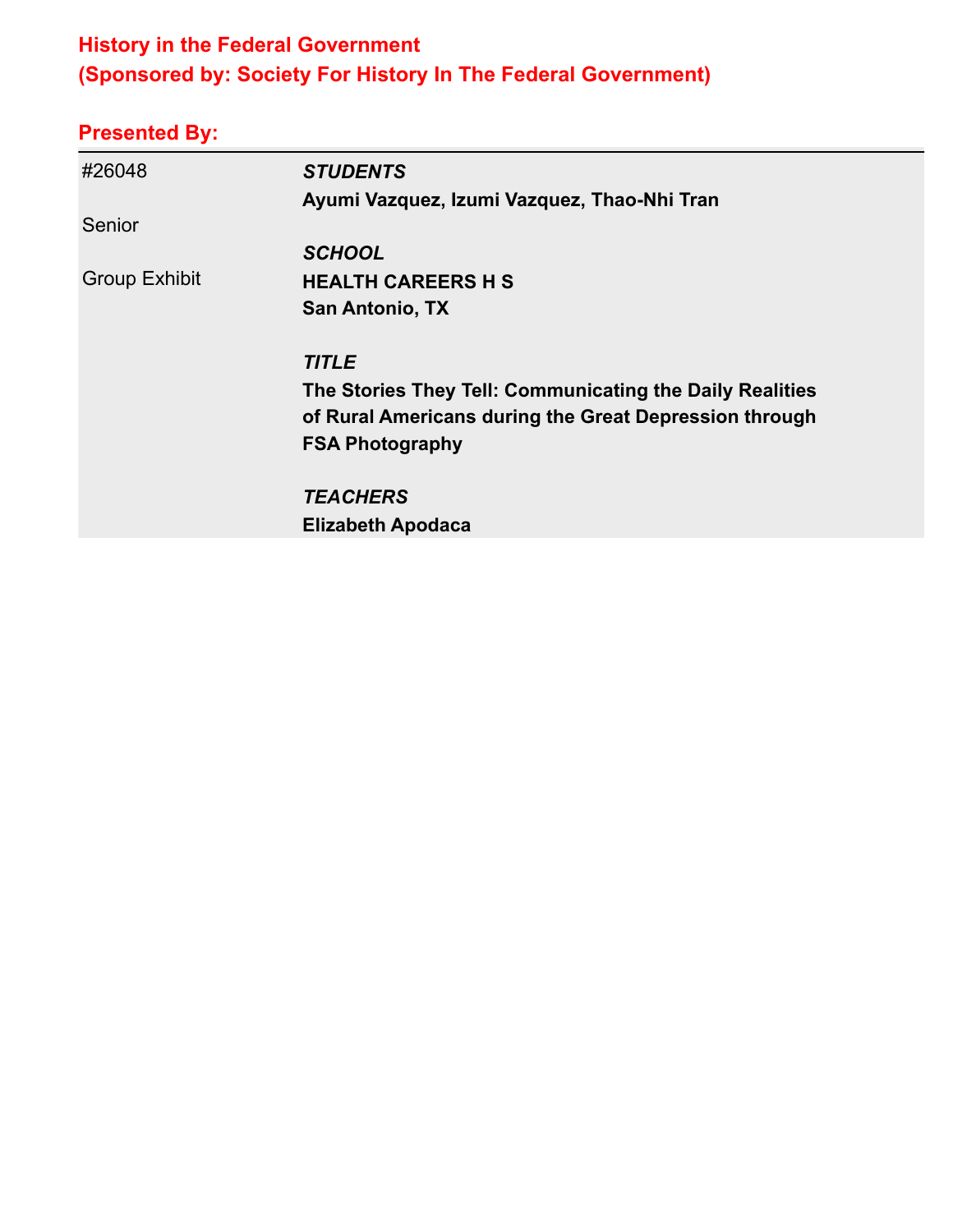## History in the Federal Government
## (Sponsored by: Society For History In The Federal Government)

### Presented By:

| | |
|---|---|
| #26048<br><br>Senior<br><br>Group Exhibit | ***STUDENTS***<br>**Ayumi Vazquez, Izumi Vazquez, Thao-Nhi Tran**<br><br>***SCHOOL***<br>**HEALTH CAREERS H S**<br>**San Antonio, TX**<br><br>***TITLE***<br>**The Stories They Tell: Communicating the Daily Realities of Rural Americans during the Great Depression through FSA Photography**<br><br>***TEACHERS***<br>**Elizabeth Apodaca** |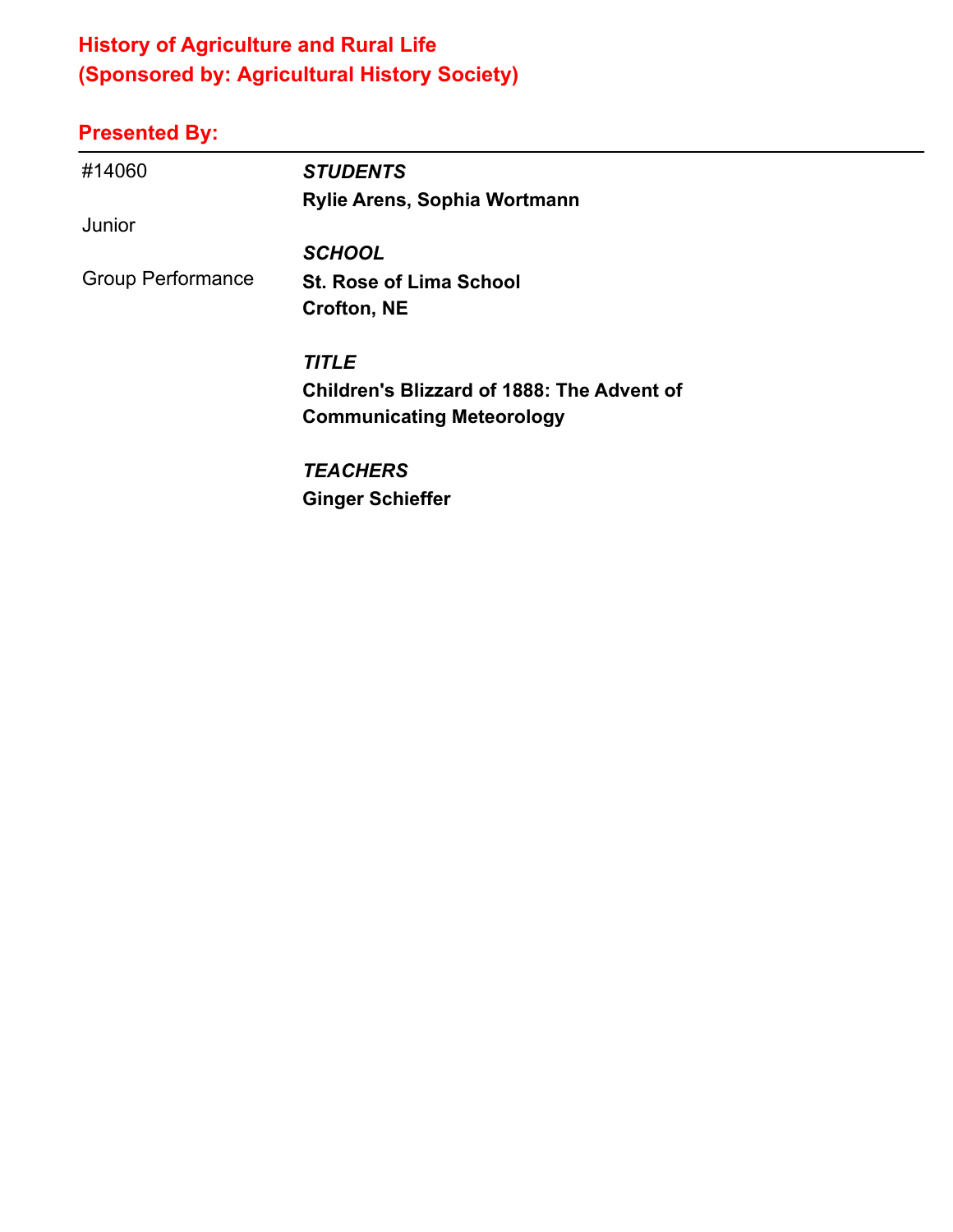## History of Agriculture and Rural Life
## (Sponsored by: Agricultural History Society)

### Presented By:

---

| | |
|---|---|
| #14060 | ***STUDENTS*** |
| | **Rylie Arens, Sophia Wortmann** |
| Junior | |
| | ***SCHOOL*** |
| Group Performance | **St. Rose of Lima School** |
| | **Crofton, NE** |
| | ***TITLE*** |
| | **Children's Blizzard of 1888: The Advent of Communicating Meteorology** |
| | ***TEACHERS*** |
| | **Ginger Schieffer** |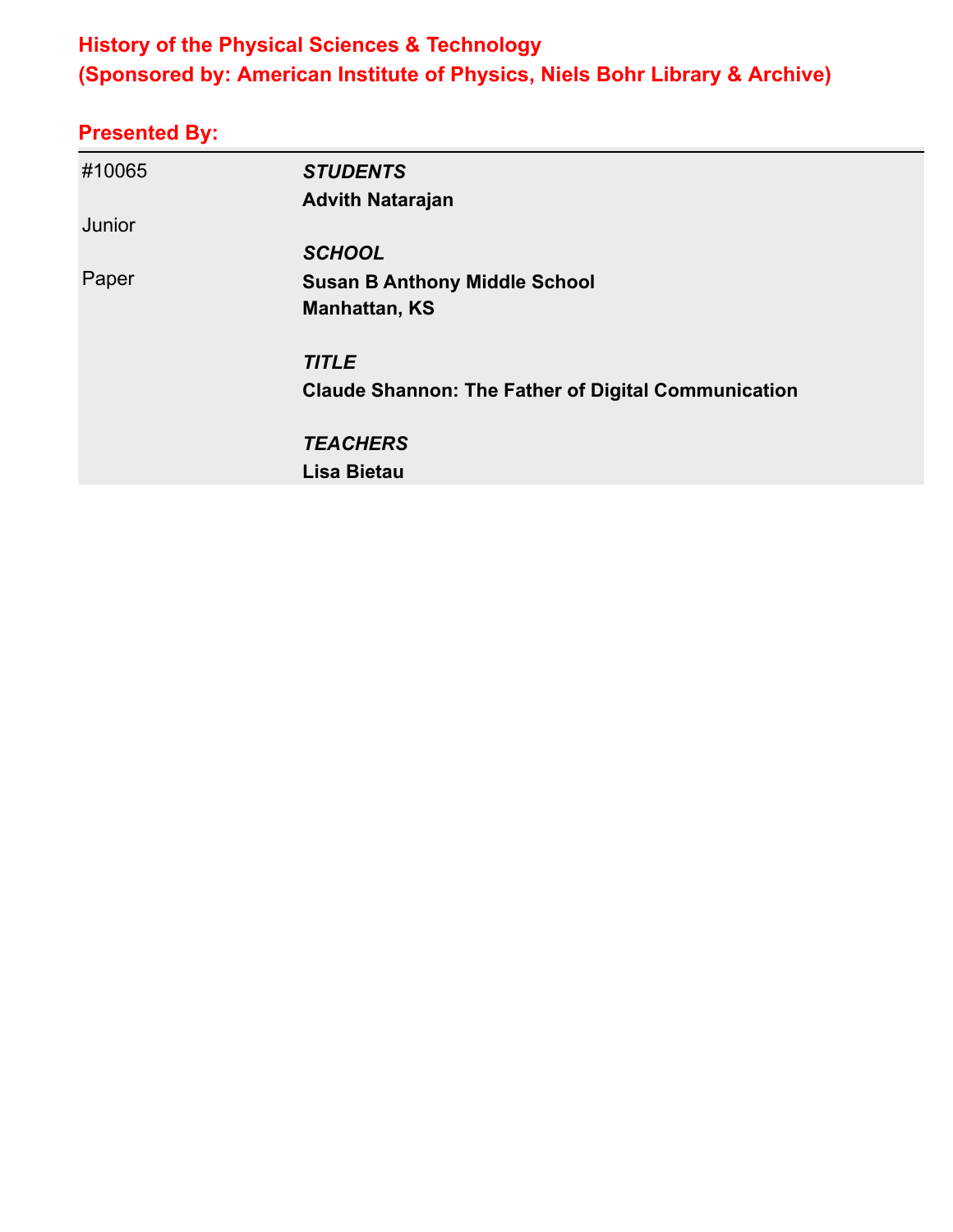## History of the Physical Sciences & Technology
## (Sponsored by: American Institute of Physics, Niels Bohr Library & Archive)

### Presented By:

| | |
|---|---|
| #10065 | ***STUDENTS*** |
| | **Advith Natarajan** |
| Junior | |
| | ***SCHOOL*** |
| Paper | **Susan B Anthony Middle School** |
| | **Manhattan, KS** |
| | |
| | ***TITLE*** |
| | **Claude Shannon: The Father of Digital Communication** |
| | |
| | ***TEACHERS*** |
| | **Lisa Bietau** |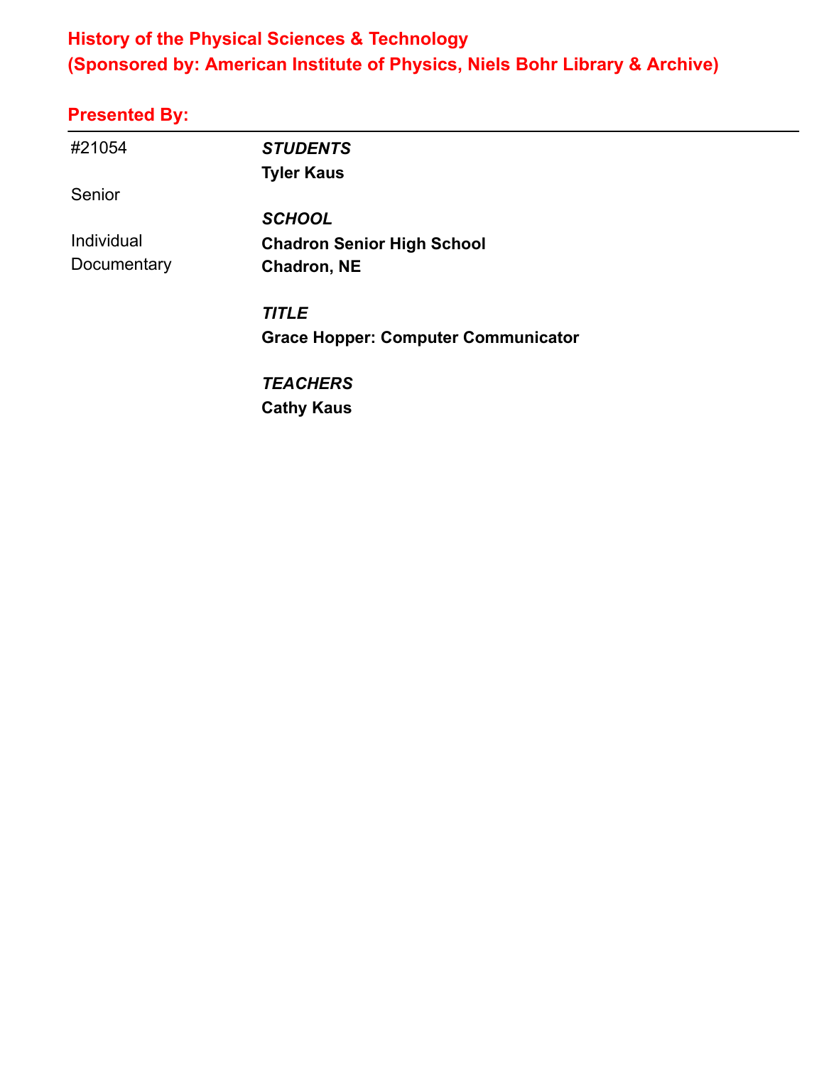## History of the Physical Sciences & Technology
## (Sponsored by: American Institute of Physics, Niels Bohr Library & Archive)

### Presented By:

| | |
|---|---|
| #21054 | ***STUDENTS*** |
| | **Tyler Kaus** |
| Senior | |
| | ***SCHOOL*** |
| Individual Documentary | **Chadron Senior High School** |
| | **Chadron, NE** |
| | ***TITLE*** |
| | **Grace Hopper: Computer Communicator** |
| | ***TEACHERS*** |
| | **Cathy Kaus** |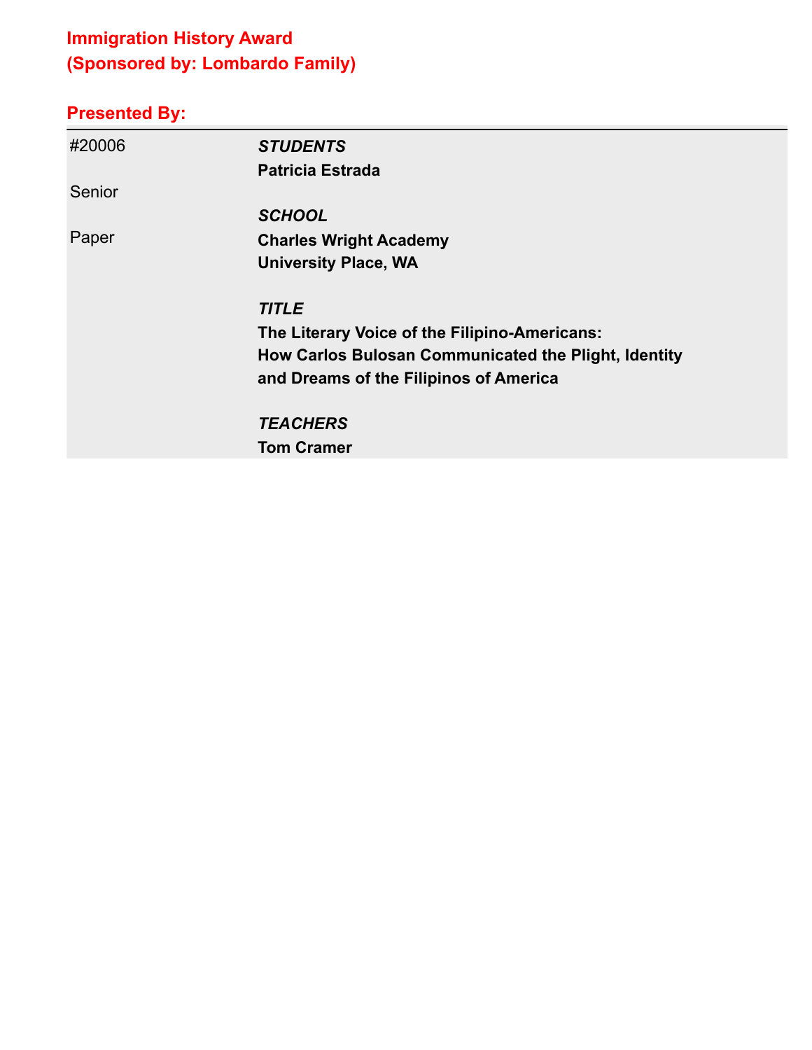## Immigration History Award
## (Sponsored by: Lombardo Family)

## Presented By:

| | |
|---|---|
| #20006 | ***STUDENTS*** |
| | **Patricia Estrada** |
| Senior | |
| | ***SCHOOL*** |
| Paper | **Charles Wright Academy** |
| | **University Place, WA** |
| | |
| | ***TITLE*** |
| | **The Literary Voice of the Filipino-Americans: How Carlos Bulosan Communicated the Plight, Identity and Dreams of the Filipinos of America** |
| | |
| | ***TEACHERS*** |
| | **Tom Cramer** |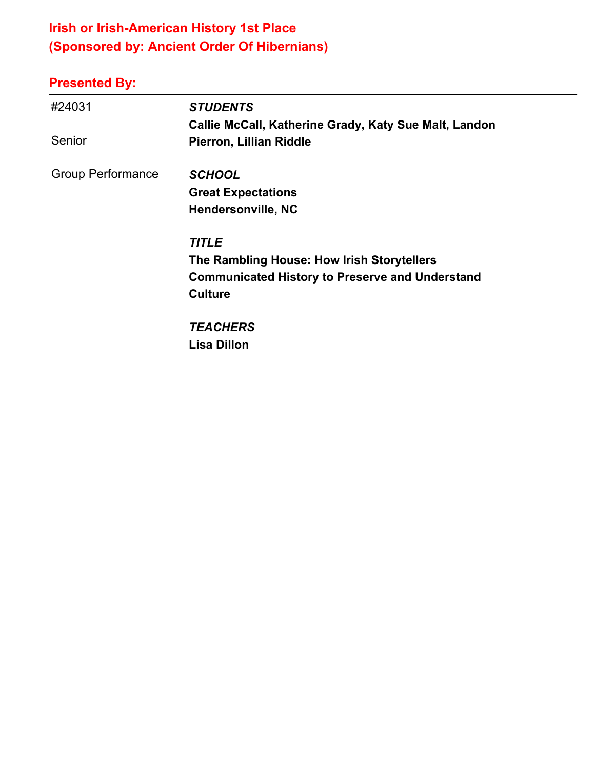## Irish or Irish-American History 1st Place
## (Sponsored by: Ancient Order Of Hibernians)

### Presented By:

---

#24031

Senior

Group Performance

***STUDENTS***

**Callie McCall, Katherine Grady, Katy Sue Malt, Landon Pierron, Lillian Riddle**

***SCHOOL***

**Great Expectations**
**Hendersonville, NC**

***TITLE***

**The Rambling House: How Irish Storytellers Communicated History to Preserve and Understand Culture**

***TEACHERS***

**Lisa Dillon**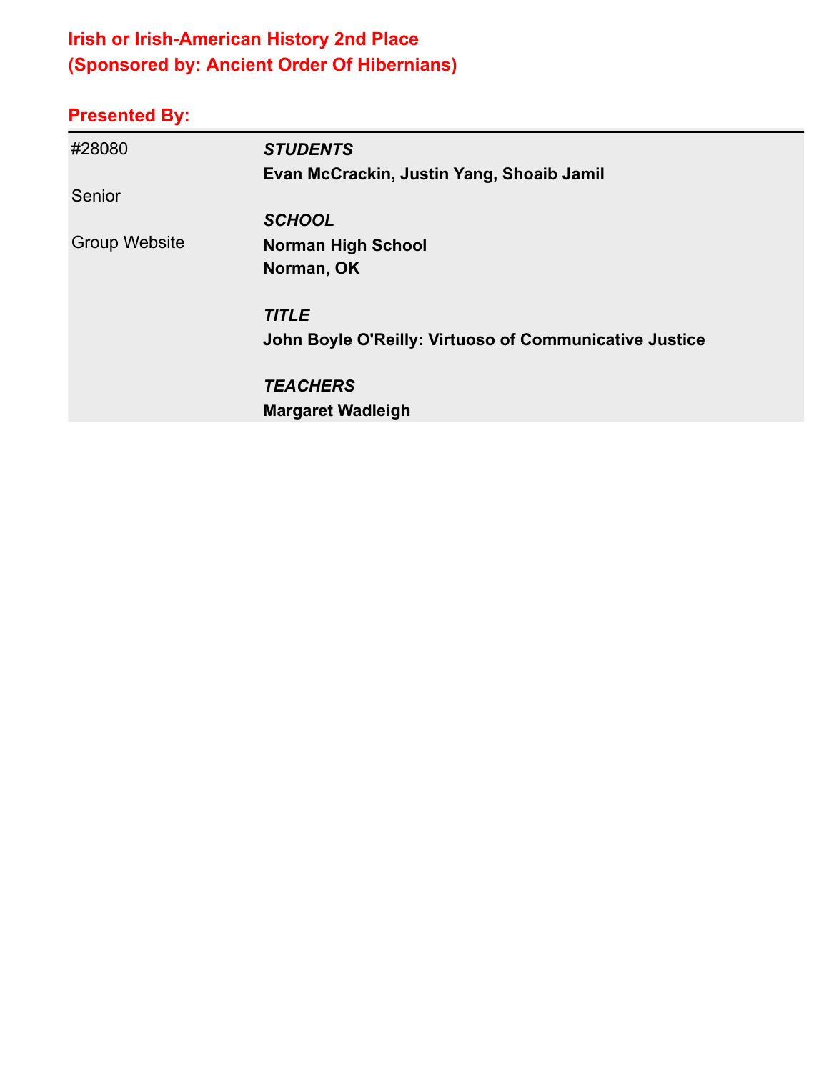## Irish or Irish-American History 2nd Place
## (Sponsored by: Ancient Order Of Hibernians)

### Presented By:

| | |
|---|---|
| #28080 | ***STUDENTS*** |
| | **Evan McCrackin, Justin Yang, Shoaib Jamil** |
| Senior | |
| | ***SCHOOL*** |
| Group Website | **Norman High School** |
| | **Norman, OK** |
| | ***TITLE*** |
| | **John Boyle O'Reilly: Virtuoso of Communicative Justice** |
| | ***TEACHERS*** |
| | **Margaret Wadleigh** |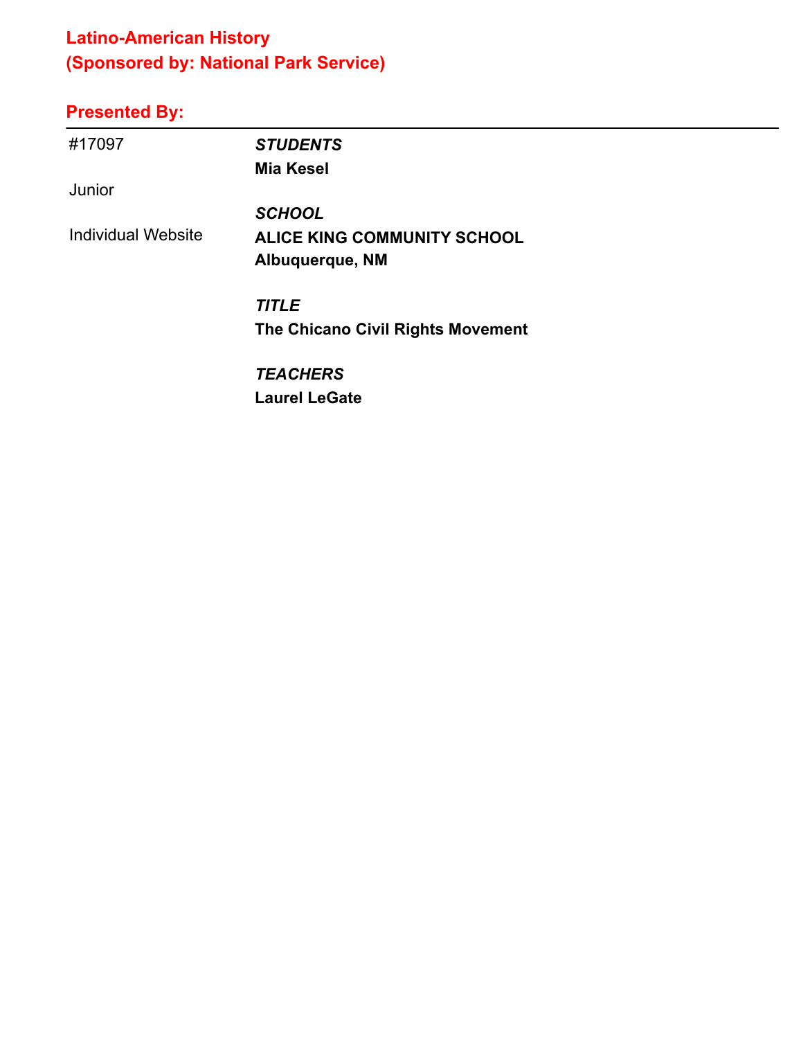## Latino-American History
## (Sponsored by: National Park Service)

### Presented By:

| | |
|---|---|
| #17097 | ***STUDENTS*** |
| | **Mia Kesel** |
| Junior | |
| | ***SCHOOL*** |
| Individual Website | **ALICE KING COMMUNITY SCHOOL** |
| | **Albuquerque, NM** |
| | |
| | ***TITLE*** |
| | **The Chicano Civil Rights Movement** |
| | |
| | ***TEACHERS*** |
| | **Laurel LeGate** |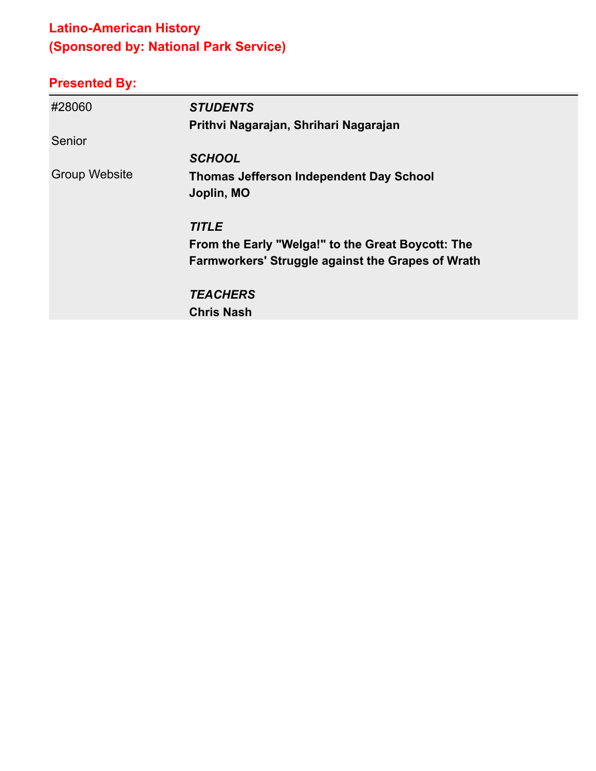## Latino-American History
## (Sponsored by: National Park Service)

### Presented By:

| | |
|---|---|
| #28060 | ***STUDENTS*** |
| | **Prithvi Nagarajan, Shrihari Nagarajan** |
| Senior | |
| | ***SCHOOL*** |
| Group Website | **Thomas Jefferson Independent Day School** |
| | **Joplin, MO** |
| | ***TITLE*** |
| | **From the Early "Welga!" to the Great Boycott: The Farmworkers' Struggle against the Grapes of Wrath** |
| | ***TEACHERS*** |
| | **Chris Nash** |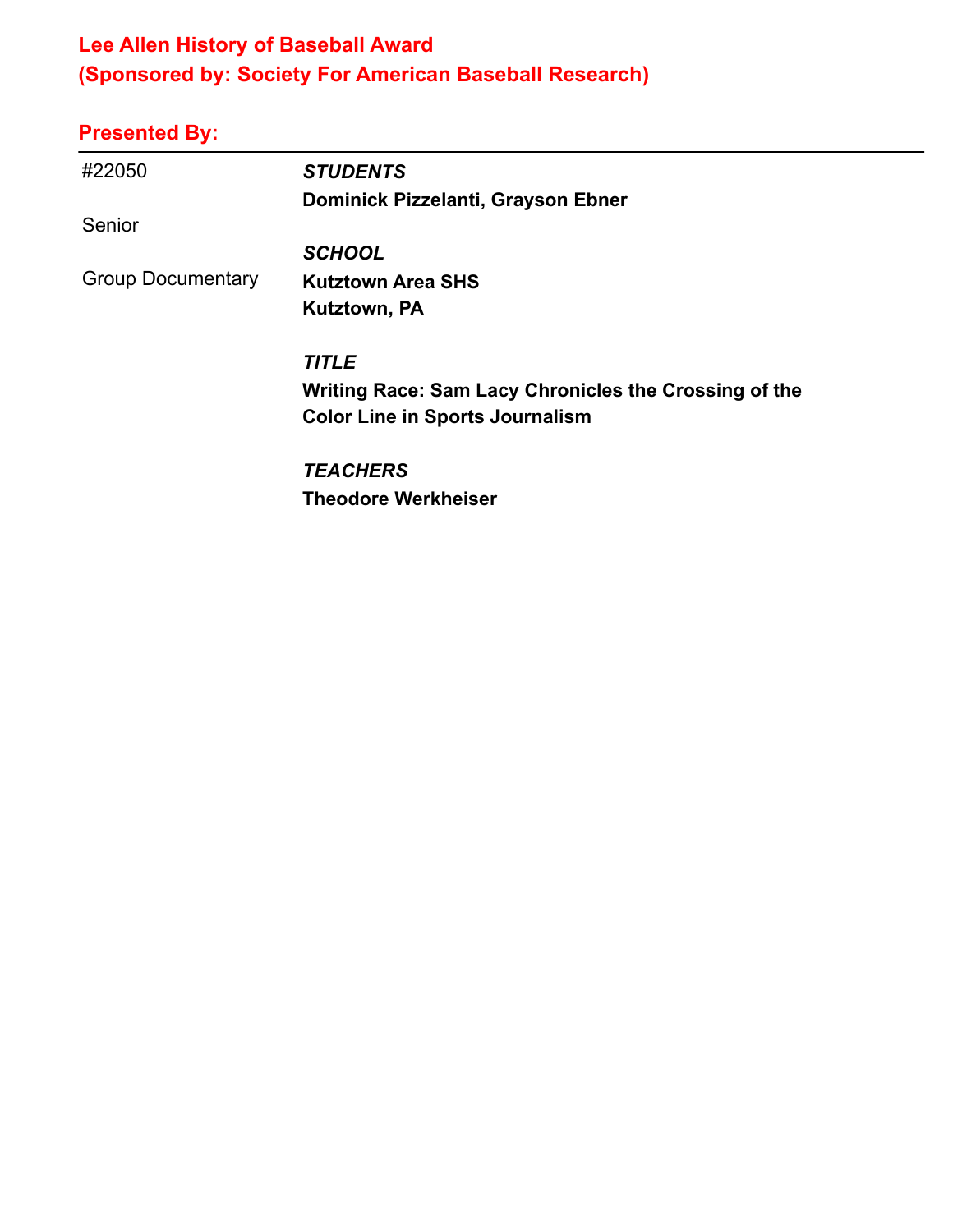## Lee Allen History of Baseball Award
## (Sponsored by: Society For American Baseball Research)

### Presented By:

---

#22050

Senior

Group Documentary

***STUDENTS***
**Dominick Pizzelanti, Grayson Ebner**

***SCHOOL***
**Kutztown Area SHS**
**Kutztown, PA**

***TITLE***
**Writing Race: Sam Lacy Chronicles the Crossing of the Color Line in Sports Journalism**

***TEACHERS***
**Theodore Werkheiser**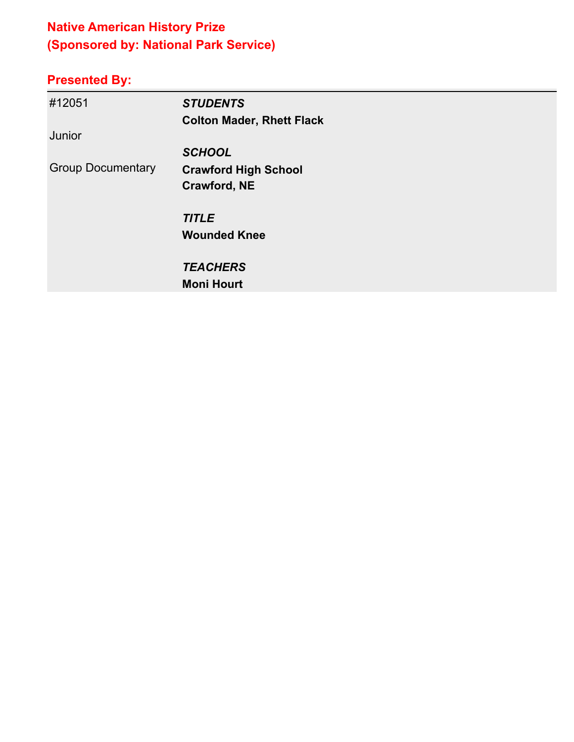## Native American History Prize
## (Sponsored by: National Park Service)

### Presented By:

| | |
|---|---|
| #12051 | ***STUDENTS*** |
| | **Colton Mader, Rhett Flack** |
| Junior | |
| | ***SCHOOL*** |
| Group Documentary | **Crawford High School** |
| | **Crawford, NE** |
| | ***TITLE*** |
| | **Wounded Knee** |
| | ***TEACHERS*** |
| | **Moni Hourt** |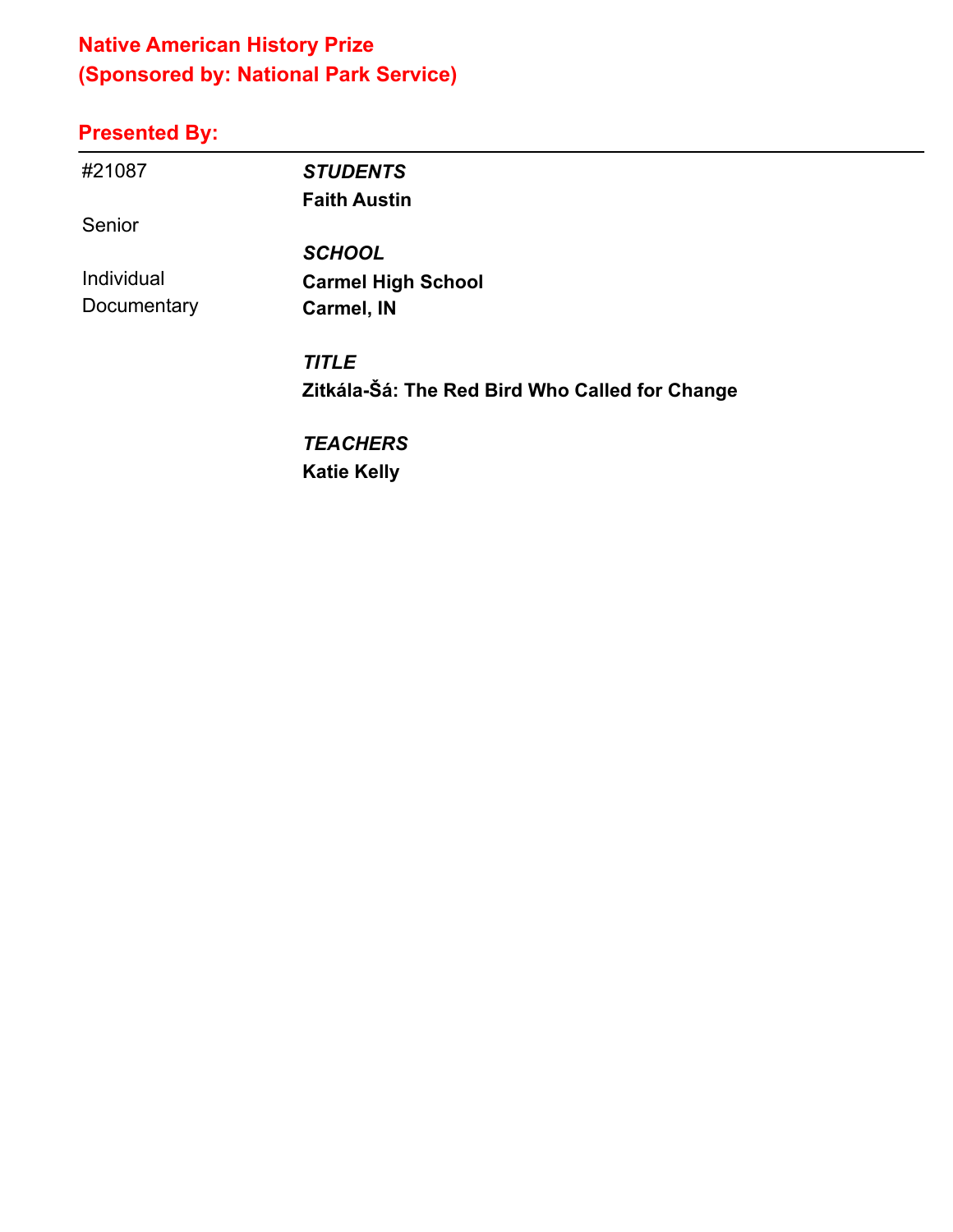## Native American History Prize
## (Sponsored by: National Park Service)

### Presented By:

---

#21087

Senior

Individual
Documentary

***STUDENTS***
**Faith Austin**

***SCHOOL***
**Carmel High School**
**Carmel, IN**

***TITLE***
**Zitkála-Šá: The Red Bird Who Called for Change**

***TEACHERS***
**Katie Kelly**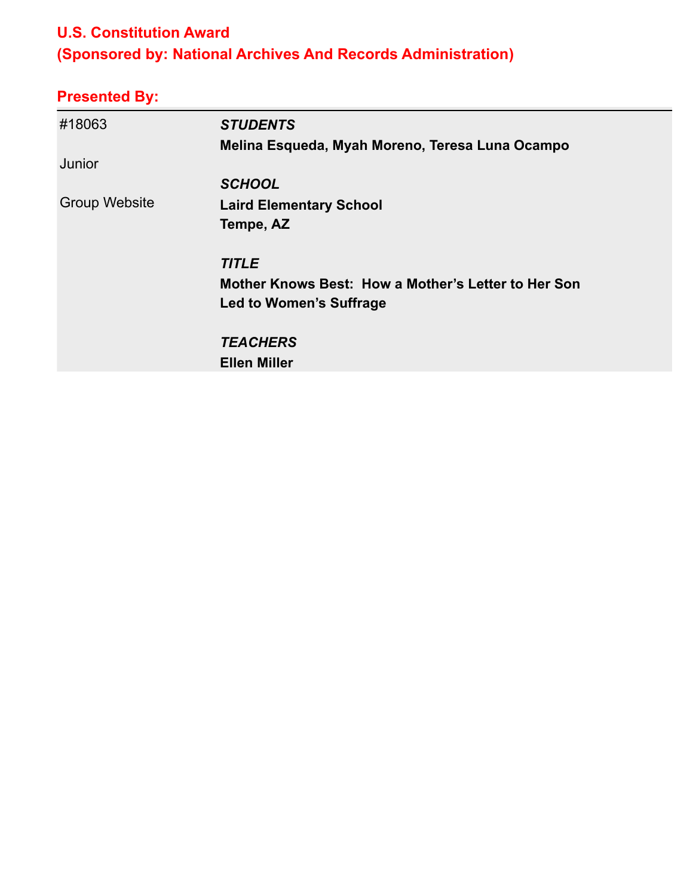## U.S. Constitution Award
## (Sponsored by: National Archives And Records Administration)

### Presented By:

| | |
|---|---|
| #18063 | ***STUDENTS*** |
| | **Melina Esqueda, Myah Moreno, Teresa Luna Ocampo** |
| Junior | |
| | ***SCHOOL*** |
| Group Website | **Laird Elementary School** |
| | **Tempe, AZ** |
| | ***TITLE*** |
| | **Mother Knows Best: How a Mother's Letter to Her Son Led to Women's Suffrage** |
| | ***TEACHERS*** |
| | **Ellen Miller** |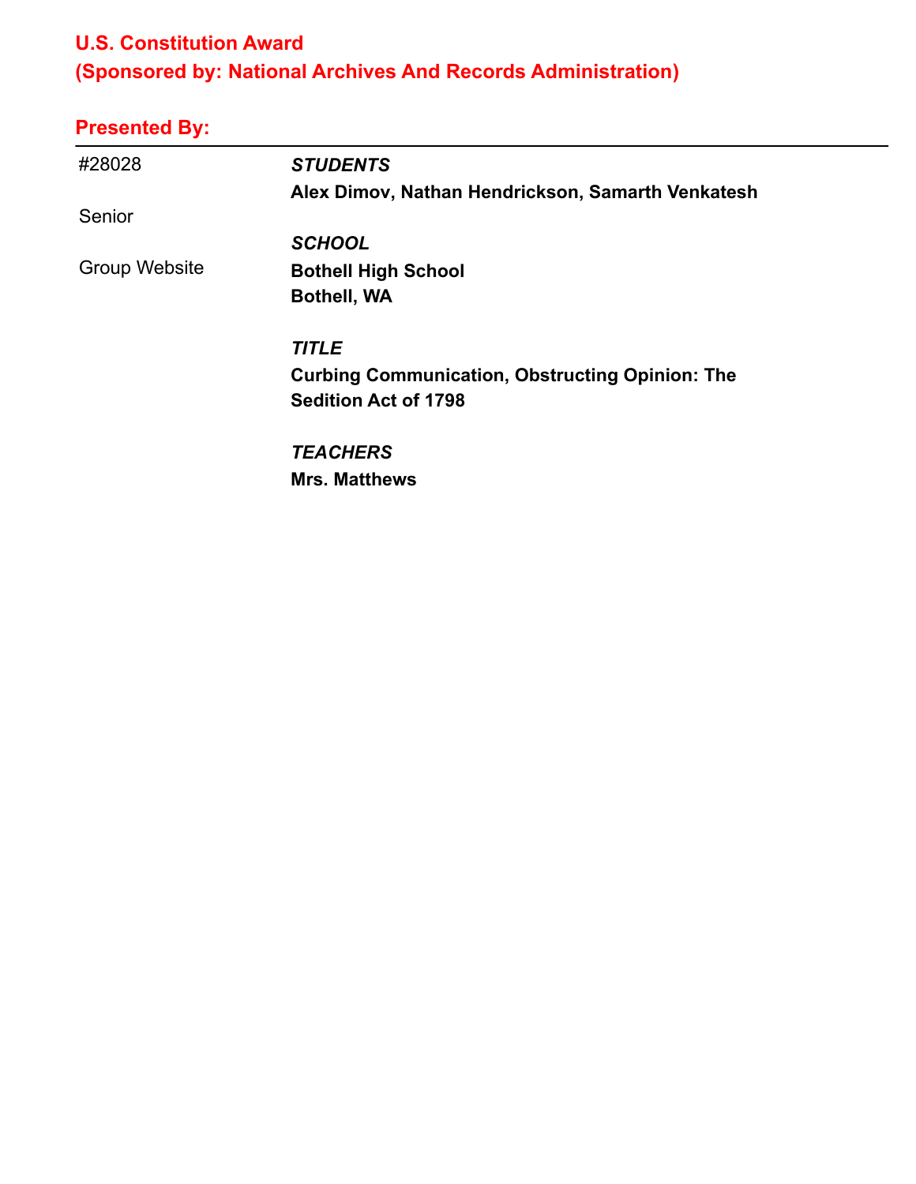## U.S. Constitution Award
## (Sponsored by: National Archives And Records Administration)

### Presented By:

| | |
|---|---|
| #28028 | ***STUDENTS*** |
| | **Alex Dimov, Nathan Hendrickson, Samarth Venkatesh** |
| Senior | |
| | ***SCHOOL*** |
| Group Website | **Bothell High School** |
| | **Bothell, WA** |
| | ***TITLE*** |
| | **Curbing Communication, Obstructing Opinion: The Sedition Act of 1798** |
| | ***TEACHERS*** |
| | **Mrs. Matthews** |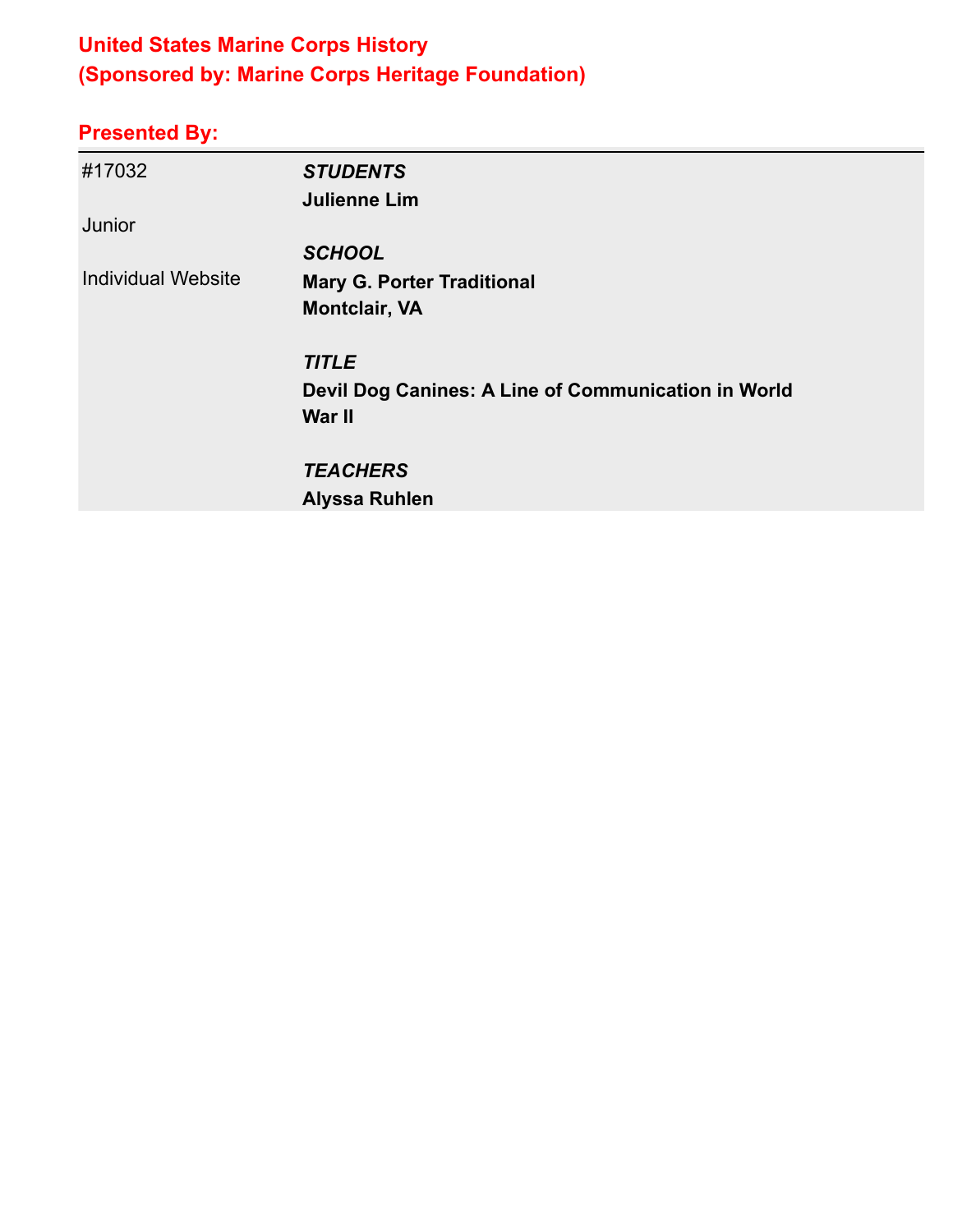## United States Marine Corps History
## (Sponsored by: Marine Corps Heritage Foundation)

### Presented By:

| | |
|---|---|
| #17032 | ***STUDENTS*** |
| | **Julienne Lim** |
| Junior | |
| | ***SCHOOL*** |
| Individual Website | **Mary G. Porter Traditional** |
| | **Montclair, VA** |
| | ***TITLE*** |
| | **Devil Dog Canines: A Line of Communication in World War II** |
| | ***TEACHERS*** |
| | **Alyssa Ruhlen** |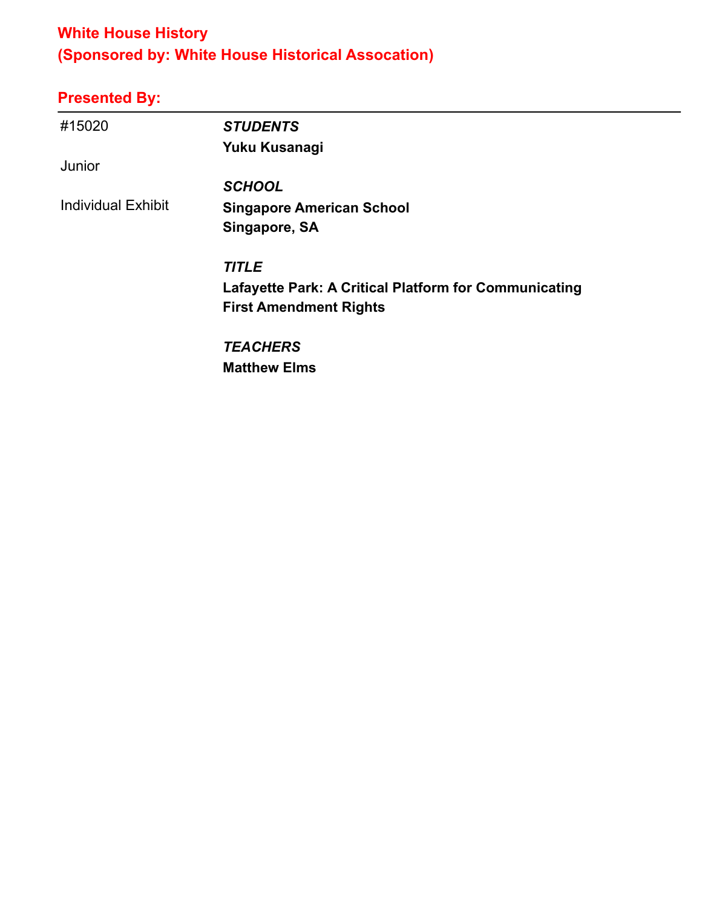## White House History
## (Sponsored by: White House Historical Assocation)

### Presented By:

---

#15020

Junior

Individual Exhibit

***STUDENTS***

**Yuku Kusanagi**

***SCHOOL***

**Singapore American School**
**Singapore, SA**

***TITLE***

**Lafayette Park: A Critical Platform for Communicating First Amendment Rights**

***TEACHERS***

**Matthew Elms**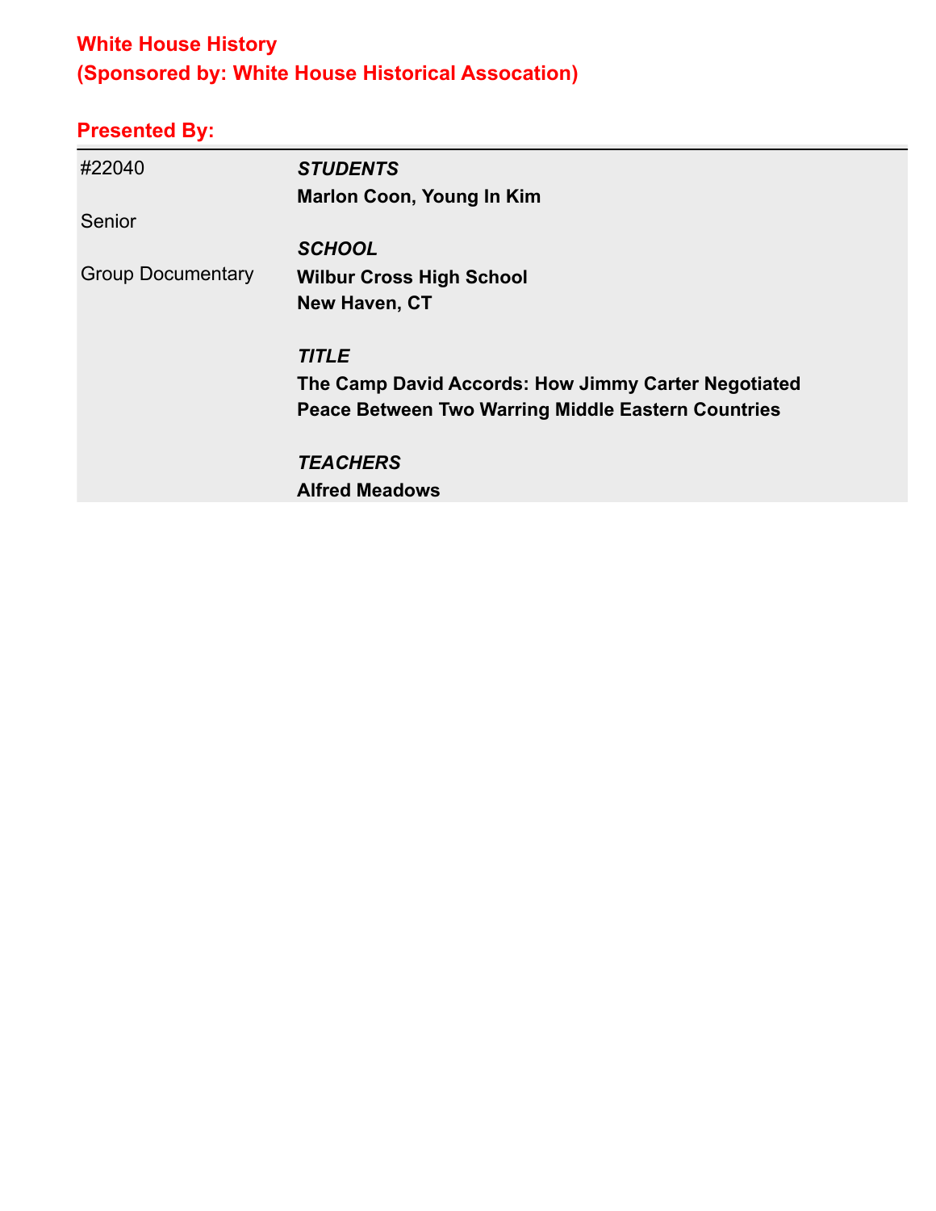**White House History**
**(Sponsored by: White House Historical Assocation)**

**Presented By:**

#22040

Senior

Group Documentary

***STUDENTS***
**Marlon Coon, Young In Kim**

***SCHOOL***
**Wilbur Cross High School**
**New Haven, CT**

***TITLE***
**The Camp David Accords: How Jimmy Carter Negotiated Peace Between Two Warring Middle Eastern Countries**

***TEACHERS***
**Alfred Meadows**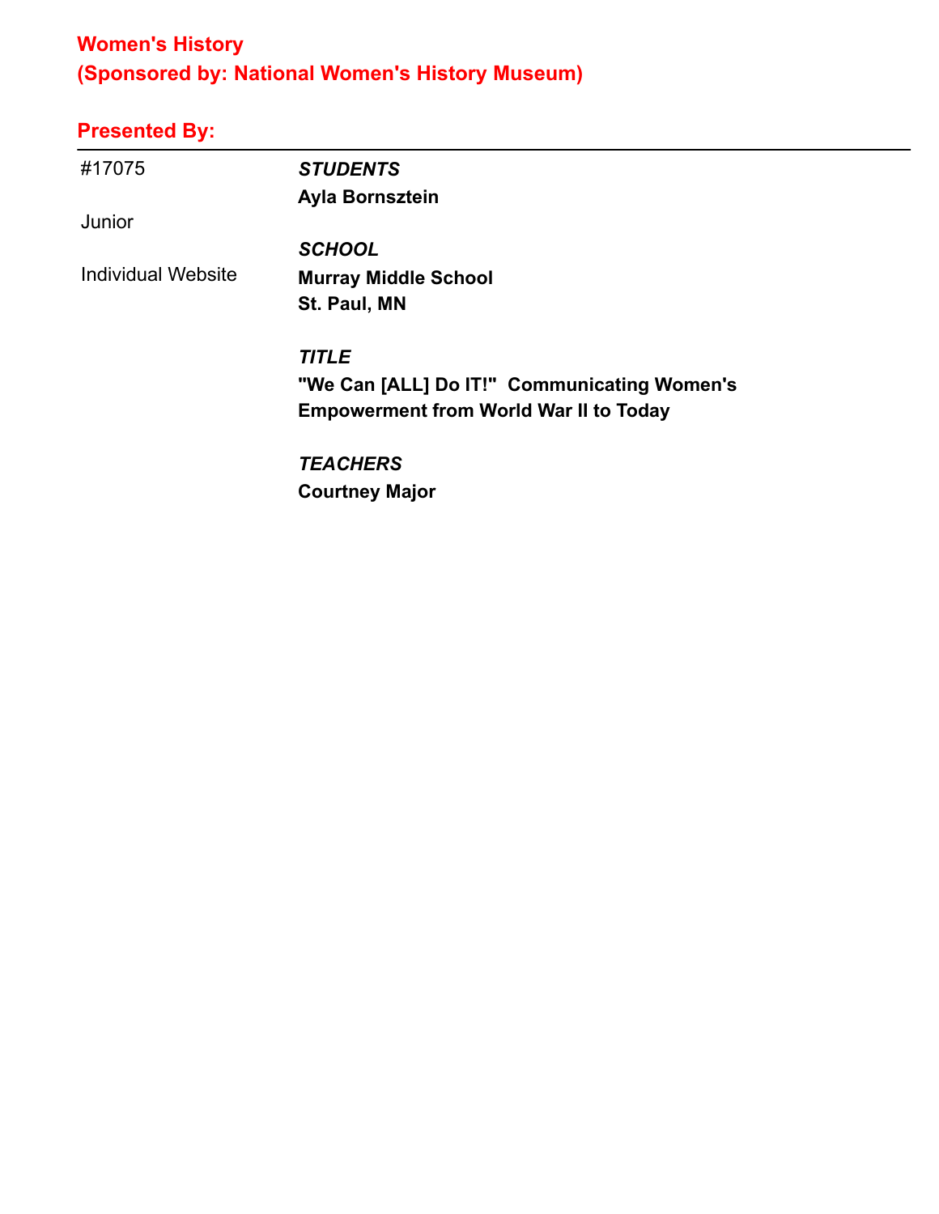## Women's History
## (Sponsored by: National Women's History Museum)

### Presented By:

| | |
|---|---|
| #17075 | ***STUDENTS*** |
| | **Ayla Bornsztein** |
| Junior | |
| | ***SCHOOL*** |
| Individual Website | **Murray Middle School** |
| | **St. Paul, MN** |
| | ***TITLE*** |
| | **"We Can [ALL] Do IT!" Communicating Women's Empowerment from World War II to Today** |
| | ***TEACHERS*** |
| | **Courtney Major** |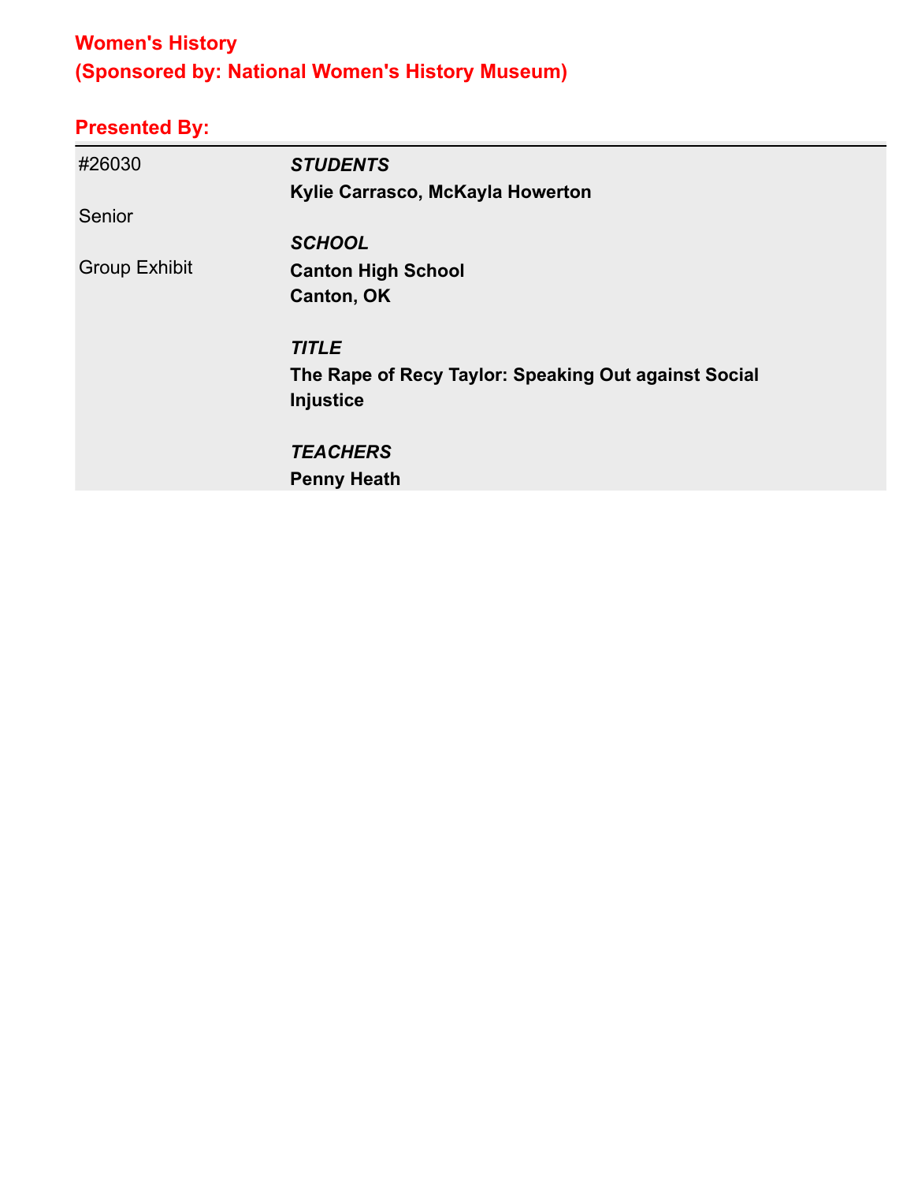## Women's History
## (Sponsored by: National Women's History Museum)

### Presented By:

| | |
|---|---|
| #26030<br><br>Senior<br><br>Group Exhibit | ***STUDENTS***<br>**Kylie Carrasco, McKayla Howerton**<br><br>***SCHOOL***<br>**Canton High School**<br>**Canton, OK**<br><br>***TITLE***<br>**The Rape of Recy Taylor: Speaking Out against Social Injustice**<br><br>***TEACHERS***<br>**Penny Heath** |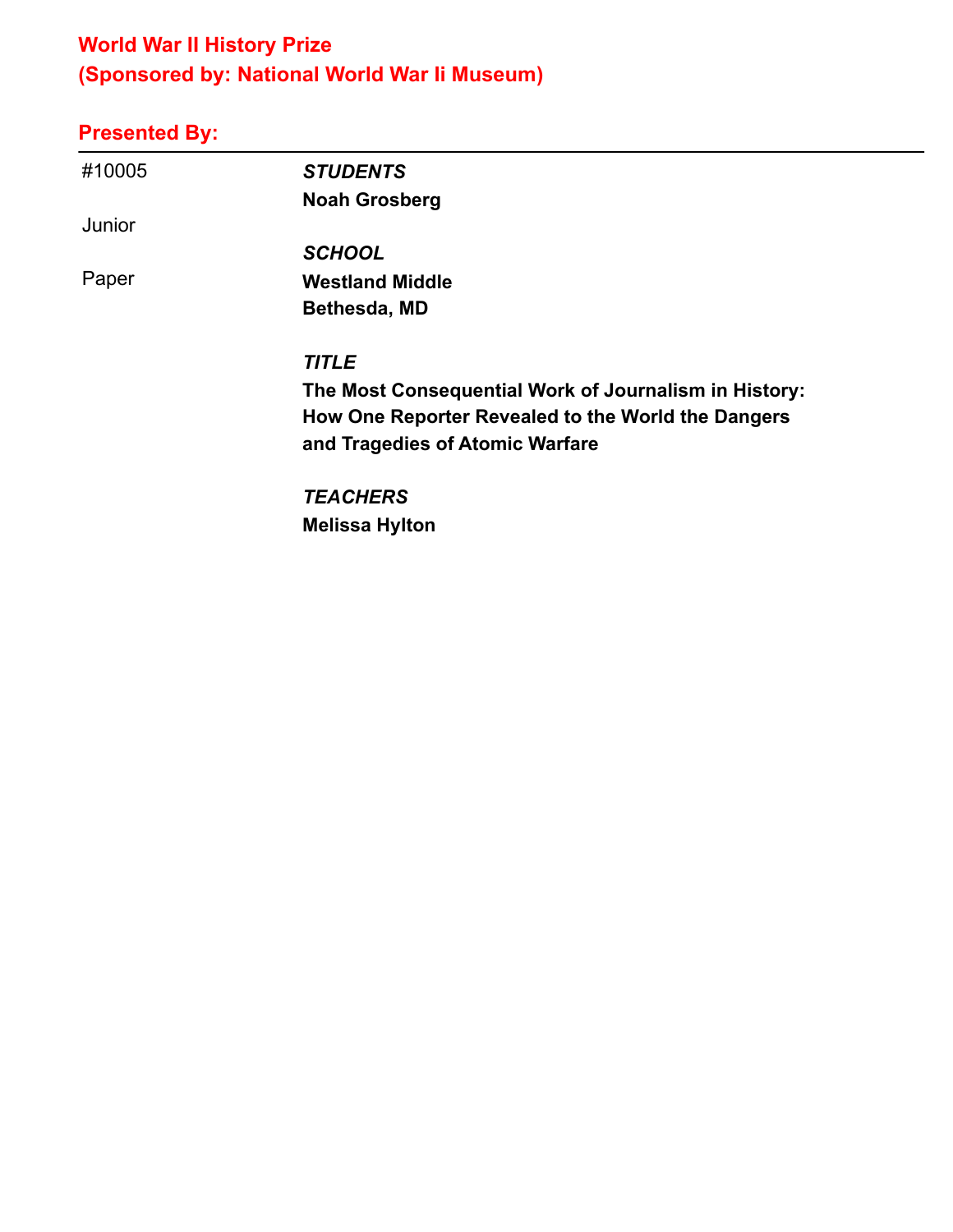## World War II History Prize
## (Sponsored by: National World War Ii Museum)

## Presented By:

---

#10005

Junior

Paper

***STUDENTS***

**Noah Grosberg**

***SCHOOL***

**Westland Middle**
**Bethesda, MD**

***TITLE***

**The Most Consequential Work of Journalism in History: How One Reporter Revealed to the World the Dangers and Tragedies of Atomic Warfare**

***TEACHERS***

**Melissa Hylton**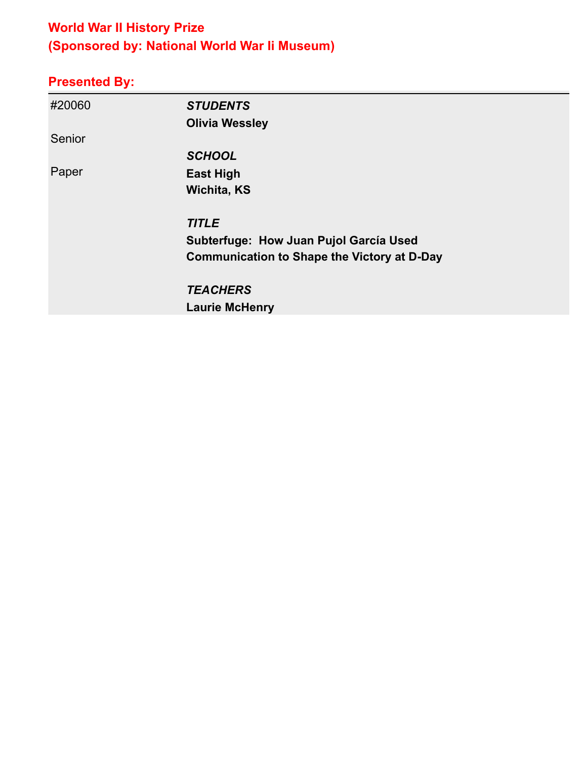## World War II History Prize
## (Sponsored by: National World War Ii Museum)

### Presented By:

| | |
|---|---|
| #20060 | ***STUDENTS*** |
| | **Olivia Wessley** |
| Senior | |
| | ***SCHOOL*** |
| Paper | **East High** |
| | **Wichita, KS** |
| | |
| | ***TITLE*** |
| | **Subterfuge: How Juan Pujol García Used Communication to Shape the Victory at D-Day** |
| | |
| | ***TEACHERS*** |
| | **Laurie McHenry** |